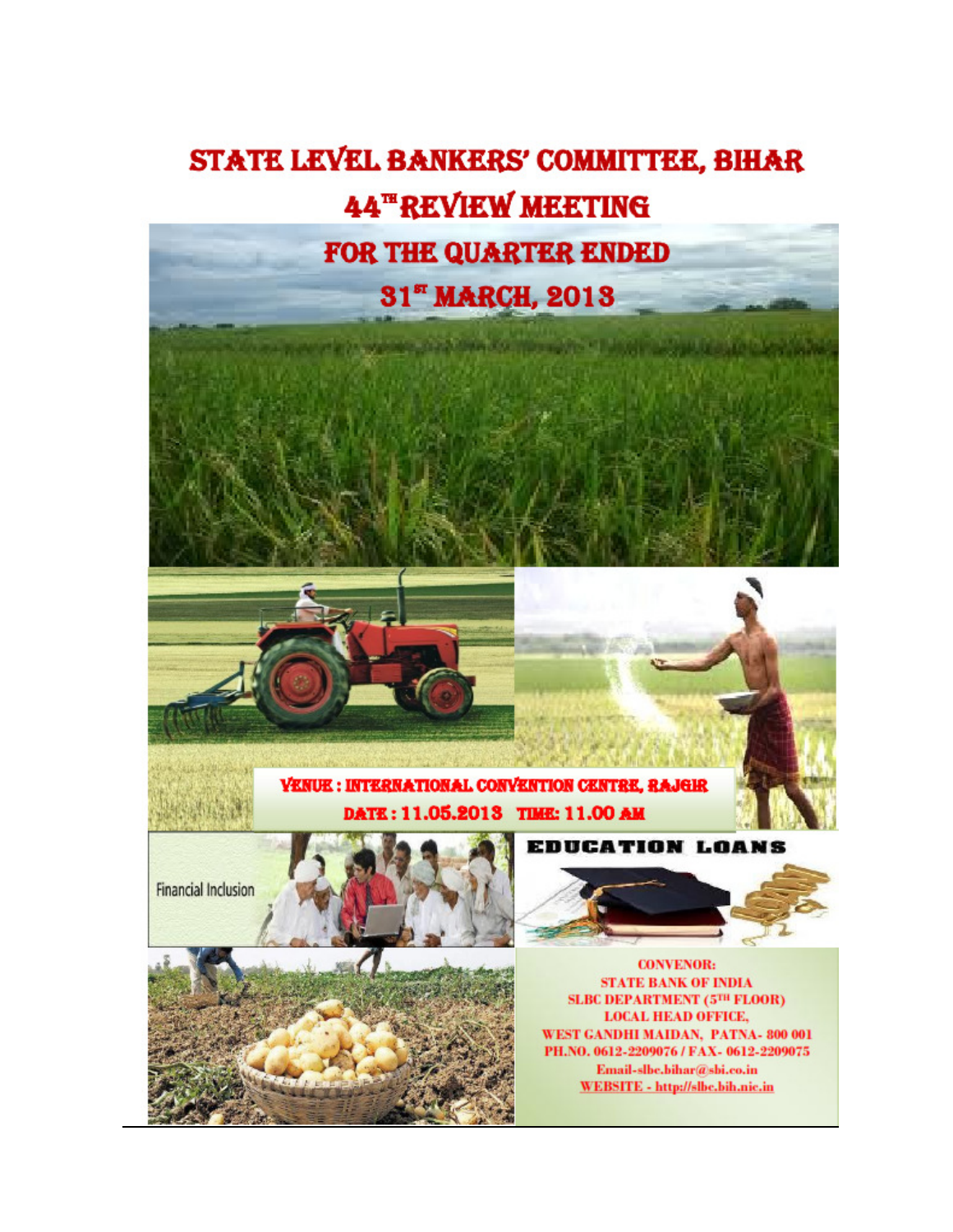# STATE LEVEL BANKERS' COMMITTEE, BIHAR

## 44[TH] REVIEW MEETING

## FOR THE QUARTER ENDED 31[ST] MARCH, 2013

**VENUE : INTERNATIONAL CONVENTION CENTRE, RAJGIR**

**DATE : 11.05.2013 TIME: 11.00 AM**

Financial Inclusion

EDUCATION LOANS

**CONVENOR:**
**STATE BANK OF INDIA**
**SLBC DEPARTMENT (5[TH] FLOOR)**
**LOCAL HEAD OFFICE,**
**WEST GANDHI MAIDAN, PATNA- 800 001**
**PH.NO. 0612-2209076 / FAX- 0612-2209075**
**Email-slbc.bihar@sbi.co.in**
**WEBSITE - http://slbc.bih.nic.in**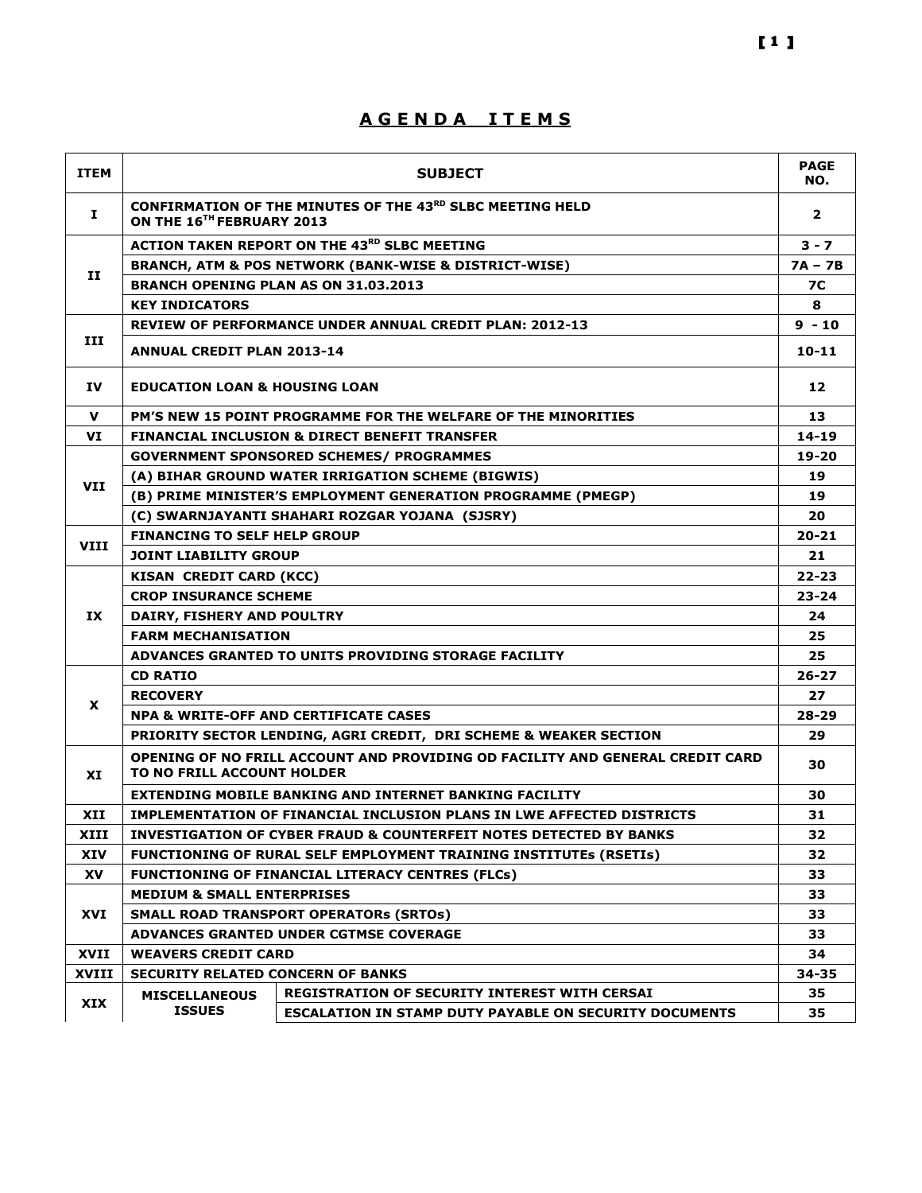# A G E N D A I T E M S

| ITEM | SUBJECT | | PAGE NO. |
|---|---|---|---|
| I | CONFIRMATION OF THE MINUTES OF THE 43RD SLBC MEETING HELD ON THE 16TH FEBRUARY 2013 | | 2 |
| II | ACTION TAKEN REPORT ON THE 43RD SLBC MEETING | | 3 - 7 |
| | BRANCH, ATM & POS NETWORK (BANK-WISE & DISTRICT-WISE) | | 7A – 7B |
| | BRANCH OPENING PLAN AS ON 31.03.2013 | | 7C |
| | KEY INDICATORS | | 8 |
| III | REVIEW OF PERFORMANCE UNDER ANNUAL CREDIT PLAN: 2012-13 | | 9 - 10 |
| | ANNUAL CREDIT PLAN 2013-14 | | 10-11 |
| IV | EDUCATION LOAN & HOUSING LOAN | | 12 |
| V | PM'S NEW 15 POINT PROGRAMME FOR THE WELFARE OF THE MINORITIES | | 13 |
| VI | FINANCIAL INCLUSION & DIRECT BENEFIT TRANSFER | | 14-19 |
| VII | GOVERNMENT SPONSORED SCHEMES/ PROGRAMMES | | 19-20 |
| | (A) BIHAR GROUND WATER IRRIGATION SCHEME (BIGWIS) | | 19 |
| | (B) PRIME MINISTER'S EMPLOYMENT GENERATION PROGRAMME (PMEGP) | | 19 |
| | (C) SWARNJAYANTI SHAHARI ROZGAR YOJANA (SJSRY) | | 20 |
| VIII | FINANCING TO SELF HELP GROUP | | 20-21 |
| | JOINT LIABILITY GROUP | | 21 |
| IX | KISAN CREDIT CARD (KCC) | | 22-23 |
| | CROP INSURANCE SCHEME | | 23-24 |
| | DAIRY, FISHERY AND POULTRY | | 24 |
| | FARM MECHANISATION | | 25 |
| | ADVANCES GRANTED TO UNITS PROVIDING STORAGE FACILITY | | 25 |
| X | CD RATIO | | 26-27 |
| | RECOVERY | | 27 |
| | NPA & WRITE-OFF AND CERTIFICATE CASES | | 28-29 |
| | PRIORITY SECTOR LENDING, AGRI CREDIT, DRI SCHEME & WEAKER SECTION | | 29 |
| XI | OPENING OF NO FRILL ACCOUNT AND PROVIDING OD FACILITY AND GENERAL CREDIT CARD TO NO FRILL ACCOUNT HOLDER | | 30 |
| | EXTENDING MOBILE BANKING AND INTERNET BANKING FACILITY | | 30 |
| XII | IMPLEMENTATION OF FINANCIAL INCLUSION PLANS IN LWE AFFECTED DISTRICTS | | 31 |
| XIII | INVESTIGATION OF CYBER FRAUD & COUNTERFEIT NOTES DETECTED BY BANKS | | 32 |
| XIV | FUNCTIONING OF RURAL SELF EMPLOYMENT TRAINING INSTITUTEs (RSETIs) | | 32 |
| XV | FUNCTIONING OF FINANCIAL LITERACY CENTRES (FLCs) | | 33 |
| XVI | MEDIUM & SMALL ENTERPRISES | | 33 |
| | SMALL ROAD TRANSPORT OPERATORs (SRTOs) | | 33 |
| | ADVANCES GRANTED UNDER CGTMSE COVERAGE | | 33 |
| XVII | WEAVERS CREDIT CARD | | 34 |
| XVIII | SECURITY RELATED CONCERN OF BANKS | | 34-35 |
| XIX | MISCELLANEOUS ISSUES | REGISTRATION OF SECURITY INTEREST WITH CERSAI | 35 |
| | | ESCALATION IN STAMP DUTY PAYABLE ON SECURITY DOCUMENTS | 35 |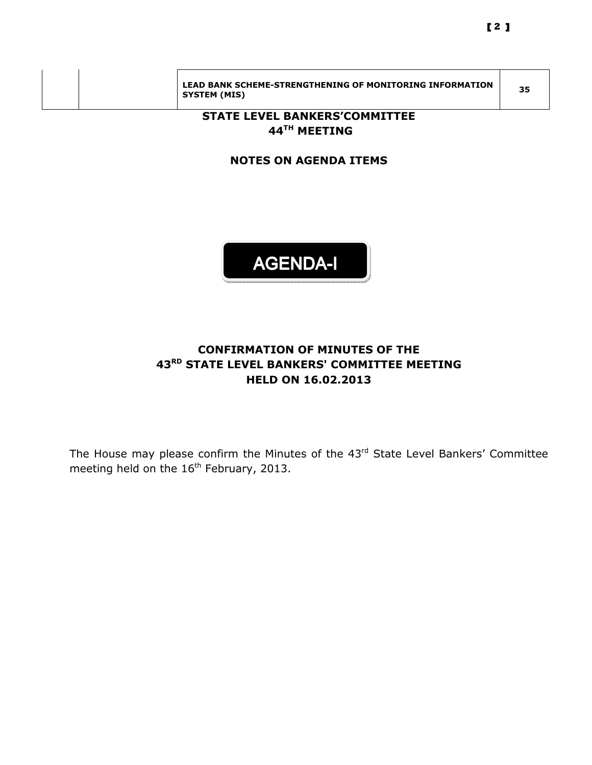| | | LEAD BANK SCHEME-STRENGTHENING OF MONITORING INFORMATION SYSTEM (MIS) | 35 |
|---|---|---|---|

# STATE LEVEL BANKERS'COMMITTEE
# 44TH MEETING

## NOTES ON AGENDA ITEMS

## AGENDA-I

## CONFIRMATION OF MINUTES OF THE 43RD STATE LEVEL BANKERS' COMMITTEE MEETING HELD ON 16.02.2013

The House may please confirm the Minutes of the 43rd State Level Bankers' Committee meeting held on the 16th February, 2013.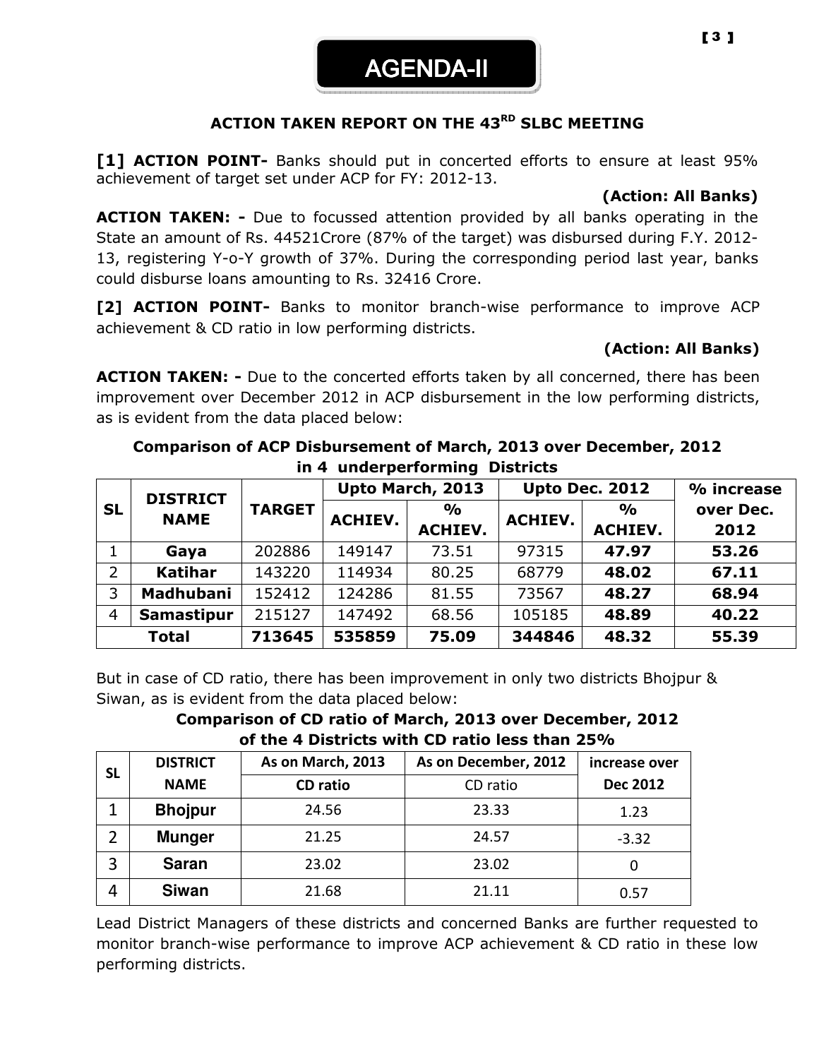# AGENDA-II

## ACTION TAKEN REPORT ON THE 43RD SLBC MEETING

**[1] ACTION POINT-** Banks should put in concerted efforts to ensure at least 95% achievement of target set under ACP for FY: 2012-13.

**(Action: All Banks)**

**ACTION TAKEN: -** Due to focussed attention provided by all banks operating in the State an amount of Rs. 44521Crore (87% of the target) was disbursed during F.Y. 2012-13, registering Y-o-Y growth of 37%. During the corresponding period last year, banks could disburse loans amounting to Rs. 32416 Crore.

**[2] ACTION POINT-** Banks to monitor branch-wise performance to improve ACP achievement & CD ratio in low performing districts.

**(Action: All Banks)**

**ACTION TAKEN: -** Due to the concerted efforts taken by all concerned, there has been improvement over December 2012 in ACP disbursement in the low performing districts, as is evident from the data placed below:

**Comparison of ACP Disbursement of March, 2013 over December, 2012 in 4 underperforming Districts**

| SL | DISTRICT NAME | TARGET | Upto March, 2013 | | Upto Dec. 2012 | | % increase over Dec. 2012 |
|---|---|---|---|---|---|---|---|
| | | | ACHIEV. | % ACHIEV. | ACHIEV. | % ACHIEV. | |
| 1 | **Gaya** | 202886 | 149147 | 73.51 | 97315 | **47.97** | **53.26** |
| 2 | **Katihar** | 143220 | 114934 | 80.25 | 68779 | **48.02** | **67.11** |
| 3 | **Madhubani** | 152412 | 124286 | 81.55 | 73567 | **48.27** | **68.94** |
| 4 | **Samastipur** | 215127 | 147492 | 68.56 | 105185 | **48.89** | **40.22** |
| **Total** | | **713645** | **535859** | **75.09** | **344846** | **48.32** | **55.39** |

But in case of CD ratio, there has been improvement in only two districts Bhojpur & Siwan, as is evident from the data placed below:

**Comparison of CD ratio of March, 2013 over December, 2012 of the 4 Districts with CD ratio less than 25%**

| SL | DISTRICT NAME | As on March, 2013 CD ratio | As on December, 2012 CD ratio | increase over Dec 2012 |
|---|---|---|---|---|
| 1 | **Bhojpur** | 24.56 | 23.33 | 1.23 |
| 2 | **Munger** | 21.25 | 24.57 | -3.32 |
| 3 | **Saran** | 23.02 | 23.02 | 0 |
| 4 | **Siwan** | 21.68 | 21.11 | 0.57 |

Lead District Managers of these districts and concerned Banks are further requested to monitor branch-wise performance to improve ACP achievement & CD ratio in these low performing districts.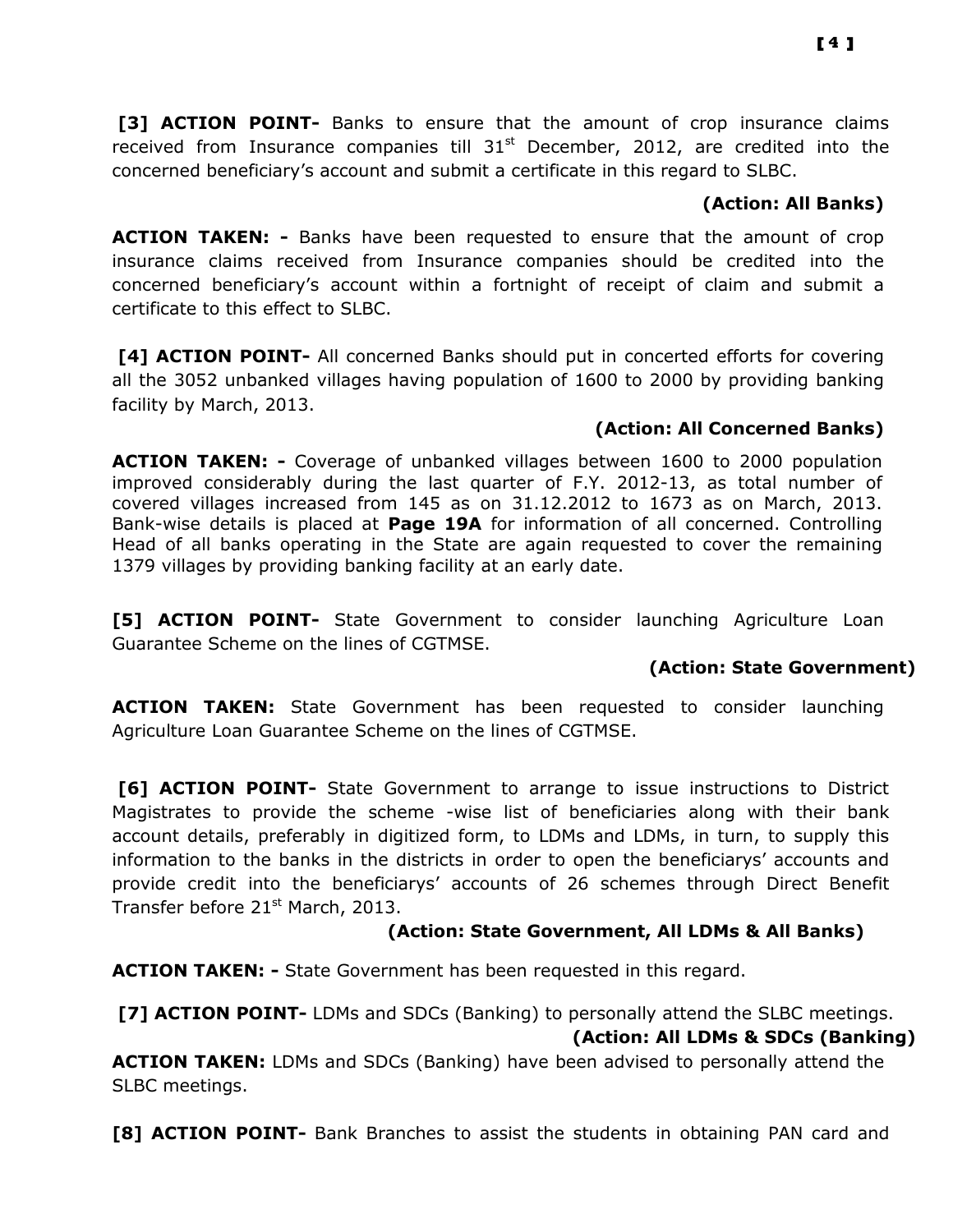**[3] ACTION POINT-** Banks to ensure that the amount of crop insurance claims received from Insurance companies till 31st December, 2012, are credited into the concerned beneficiary's account and submit a certificate in this regard to SLBC.

**(Action: All Banks)**

**ACTION TAKEN: -** Banks have been requested to ensure that the amount of crop insurance claims received from Insurance companies should be credited into the concerned beneficiary's account within a fortnight of receipt of claim and submit a certificate to this effect to SLBC.

**[4] ACTION POINT-** All concerned Banks should put in concerted efforts for covering all the 3052 unbanked villages having population of 1600 to 2000 by providing banking facility by March, 2013.

**(Action: All Concerned Banks)**

**ACTION TAKEN: -** Coverage of unbanked villages between 1600 to 2000 population improved considerably during the last quarter of F.Y. 2012-13, as total number of covered villages increased from 145 as on 31.12.2012 to 1673 as on March, 2013. Bank-wise details is placed at **Page 19A** for information of all concerned. Controlling Head of all banks operating in the State are again requested to cover the remaining 1379 villages by providing banking facility at an early date.

**[5] ACTION POINT-** State Government to consider launching Agriculture Loan Guarantee Scheme on the lines of CGTMSE.

**(Action: State Government)**

**ACTION TAKEN:** State Government has been requested to consider launching Agriculture Loan Guarantee Scheme on the lines of CGTMSE.

**[6] ACTION POINT-** State Government to arrange to issue instructions to District Magistrates to provide the scheme -wise list of beneficiaries along with their bank account details, preferably in digitized form, to LDMs and LDMs, in turn, to supply this information to the banks in the districts in order to open the beneficiarys' accounts and provide credit into the beneficiarys' accounts of 26 schemes through Direct Benefit Transfer before 21st March, 2013.

**(Action: State Government, All LDMs & All Banks)**

**ACTION TAKEN: -** State Government has been requested in this regard.

**[7] ACTION POINT-** LDMs and SDCs (Banking) to personally attend the SLBC meetings.

**(Action: All LDMs & SDCs (Banking)**

**ACTION TAKEN:** LDMs and SDCs (Banking) have been advised to personally attend the SLBC meetings.

**[8] ACTION POINT-** Bank Branches to assist the students in obtaining PAN card and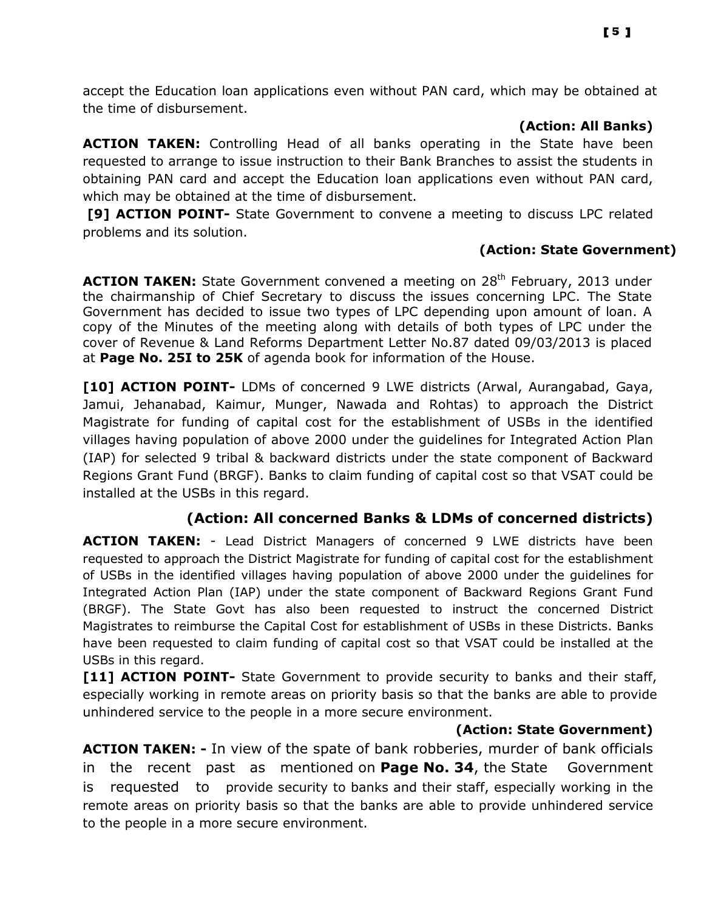accept the Education loan applications even without PAN card, which may be obtained at the time of disbursement.

**(Action: All Banks)**

**ACTION TAKEN:** Controlling Head of all banks operating in the State have been requested to arrange to issue instruction to their Bank Branches to assist the students in obtaining PAN card and accept the Education loan applications even without PAN card, which may be obtained at the time of disbursement.

**[9] ACTION POINT-** State Government to convene a meeting to discuss LPC related problems and its solution.

**(Action: State Government)**

**ACTION TAKEN:** State Government convened a meeting on 28th February, 2013 under the chairmanship of Chief Secretary to discuss the issues concerning LPC. The State Government has decided to issue two types of LPC depending upon amount of loan. A copy of the Minutes of the meeting along with details of both types of LPC under the cover of Revenue & Land Reforms Department Letter No.87 dated 09/03/2013 is placed at **Page No. 25I to 25K** of agenda book for information of the House.

**[10] ACTION POINT-** LDMs of concerned 9 LWE districts (Arwal, Aurangabad, Gaya, Jamui, Jehanabad, Kaimur, Munger, Nawada and Rohtas) to approach the District Magistrate for funding of capital cost for the establishment of USBs in the identified villages having population of above 2000 under the guidelines for Integrated Action Plan (IAP) for selected 9 tribal & backward districts under the state component of Backward Regions Grant Fund (BRGF). Banks to claim funding of capital cost so that VSAT could be installed at the USBs in this regard.

**(Action: All concerned Banks & LDMs of concerned districts)**

**ACTION TAKEN:** - Lead District Managers of concerned 9 LWE districts have been requested to approach the District Magistrate for funding of capital cost for the establishment of USBs in the identified villages having population of above 2000 under the guidelines for Integrated Action Plan (IAP) under the state component of Backward Regions Grant Fund (BRGF). The State Govt has also been requested to instruct the concerned District Magistrates to reimburse the Capital Cost for establishment of USBs in these Districts. Banks have been requested to claim funding of capital cost so that VSAT could be installed at the USBs in this regard.

**[11] ACTION POINT-** State Government to provide security to banks and their staff, especially working in remote areas on priority basis so that the banks are able to provide unhindered service to the people in a more secure environment.

**(Action: State Government)**

**ACTION TAKEN: -** In view of the spate of bank robberies, murder of bank officials in the recent past as mentioned on **Page No. 34**, the State Government is requested to provide security to banks and their staff, especially working in the remote areas on priority basis so that the banks are able to provide unhindered service to the people in a more secure environment.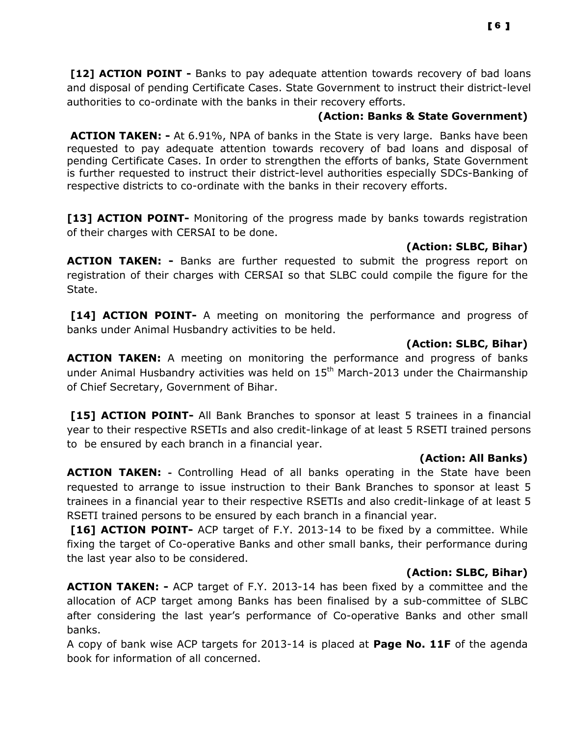**[12] ACTION POINT -** Banks to pay adequate attention towards recovery of bad loans and disposal of pending Certificate Cases. State Government to instruct their district-level authorities to co-ordinate with the banks in their recovery efforts.

**(Action: Banks & State Government)**

**ACTION TAKEN: -** At 6.91%, NPA of banks in the State is very large. Banks have been requested to pay adequate attention towards recovery of bad loans and disposal of pending Certificate Cases. In order to strengthen the efforts of banks, State Government is further requested to instruct their district-level authorities especially SDCs-Banking of respective districts to co-ordinate with the banks in their recovery efforts.

**[13] ACTION POINT-** Monitoring of the progress made by banks towards registration of their charges with CERSAI to be done.

**(Action: SLBC, Bihar)**

**ACTION TAKEN: -** Banks are further requested to submit the progress report on registration of their charges with CERSAI so that SLBC could compile the figure for the State.

**[14] ACTION POINT-** A meeting on monitoring the performance and progress of banks under Animal Husbandry activities to be held.

**(Action: SLBC, Bihar)**

**ACTION TAKEN:** A meeting on monitoring the performance and progress of banks under Animal Husbandry activities was held on 15th March-2013 under the Chairmanship of Chief Secretary, Government of Bihar.

**[15] ACTION POINT-** All Bank Branches to sponsor at least 5 trainees in a financial year to their respective RSETIs and also credit-linkage of at least 5 RSETI trained persons to be ensured by each branch in a financial year.

**(Action: All Banks)**

**ACTION TAKEN:** - Controlling Head of all banks operating in the State have been requested to arrange to issue instruction to their Bank Branches to sponsor at least 5 trainees in a financial year to their respective RSETIs and also credit-linkage of at least 5 RSETI trained persons to be ensured by each branch in a financial year.

**[16] ACTION POINT-** ACP target of F.Y. 2013-14 to be fixed by a committee. While fixing the target of Co-operative Banks and other small banks, their performance during the last year also to be considered.

**(Action: SLBC, Bihar)**

**ACTION TAKEN: -** ACP target of F.Y. 2013-14 has been fixed by a committee and the allocation of ACP target among Banks has been finalised by a sub-committee of SLBC after considering the last year's performance of Co-operative Banks and other small banks.

A copy of bank wise ACP targets for 2013-14 is placed at **Page No. 11F** of the agenda book for information of all concerned.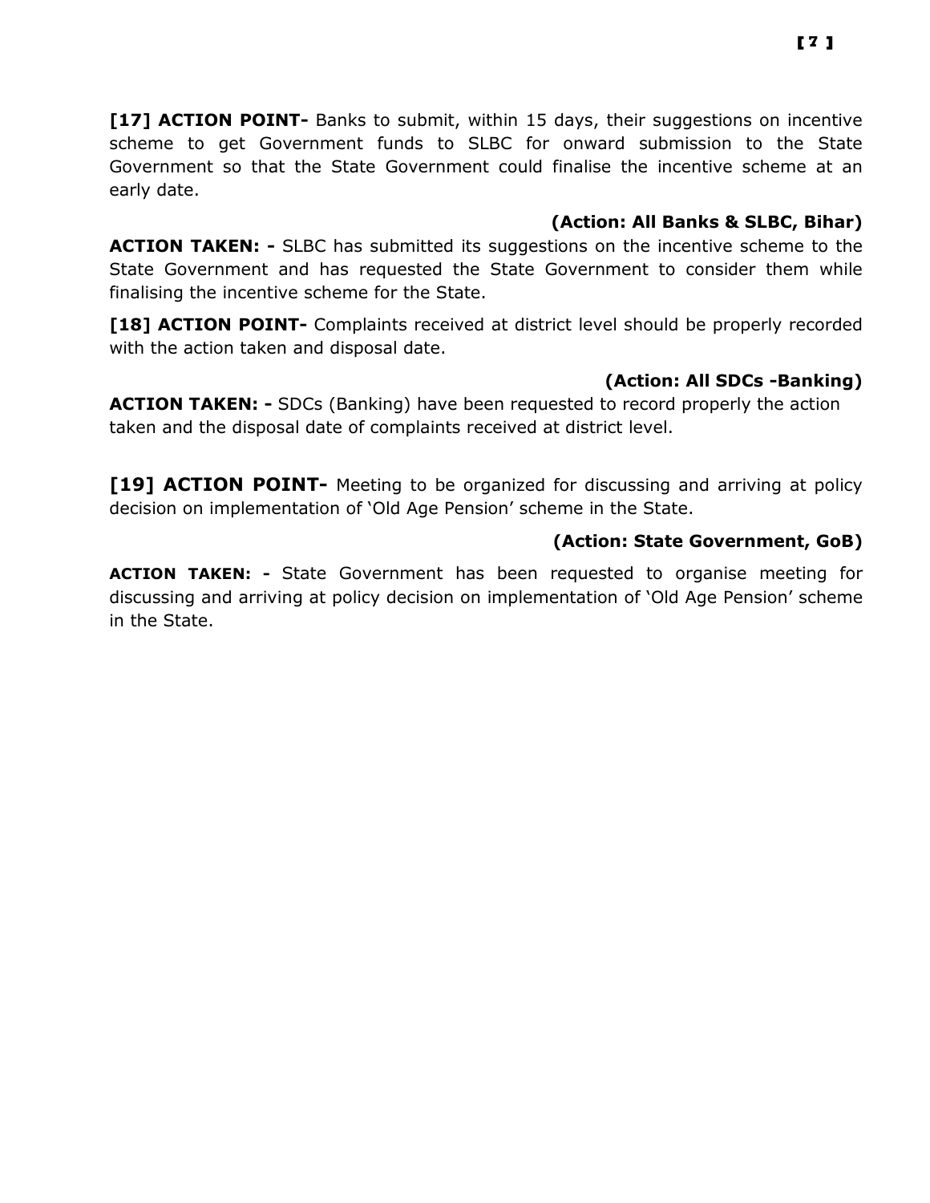**[17] ACTION POINT-** Banks to submit, within 15 days, their suggestions on incentive scheme to get Government funds to SLBC for onward submission to the State Government so that the State Government could finalise the incentive scheme at an early date.

**(Action: All Banks & SLBC, Bihar)**

**ACTION TAKEN: -** SLBC has submitted its suggestions on the incentive scheme to the State Government and has requested the State Government to consider them while finalising the incentive scheme for the State.

**[18] ACTION POINT-** Complaints received at district level should be properly recorded with the action taken and disposal date.

**(Action: All SDCs -Banking)**

**ACTION TAKEN: -** SDCs (Banking) have been requested to record properly the action taken and the disposal date of complaints received at district level.

**[19] ACTION POINT-** Meeting to be organized for discussing and arriving at policy decision on implementation of 'Old Age Pension' scheme in the State.

**(Action: State Government, GoB)**

**ACTION TAKEN: -** State Government has been requested to organise meeting for discussing and arriving at policy decision on implementation of 'Old Age Pension' scheme in the State.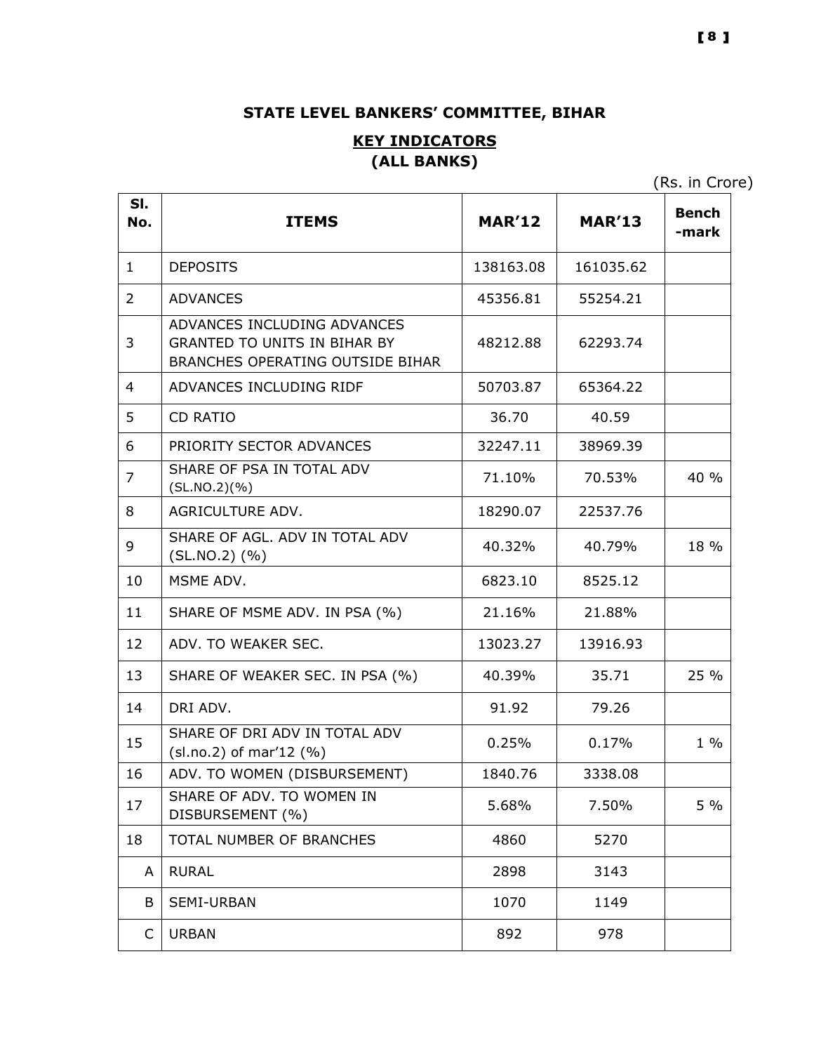## STATE LEVEL BANKERS' COMMITTEE, BIHAR

### KEY INDICATORS (ALL BANKS)

(Rs. in Crore)

| Sl. No. | ITEMS | MAR'12 | MAR'13 | Bench -mark |
|---|---|---|---|---|
| 1 | DEPOSITS | 138163.08 | 161035.62 | |
| 2 | ADVANCES | 45356.81 | 55254.21 | |
| 3 | ADVANCES INCLUDING ADVANCES GRANTED TO UNITS IN BIHAR BY BRANCHES OPERATING OUTSIDE BIHAR | 48212.88 | 62293.74 | |
| 4 | ADVANCES INCLUDING RIDF | 50703.87 | 65364.22 | |
| 5 | CD RATIO | 36.70 | 40.59 | |
| 6 | PRIORITY SECTOR ADVANCES | 32247.11 | 38969.39 | |
| 7 | SHARE OF PSA IN TOTAL ADV (SL.NO.2)(%) | 71.10% | 70.53% | 40 % |
| 8 | AGRICULTURE ADV. | 18290.07 | 22537.76 | |
| 9 | SHARE OF AGL. ADV IN TOTAL ADV (SL.NO.2) (%) | 40.32% | 40.79% | 18 % |
| 10 | MSME ADV. | 6823.10 | 8525.12 | |
| 11 | SHARE OF MSME ADV. IN PSA (%) | 21.16% | 21.88% | |
| 12 | ADV. TO WEAKER SEC. | 13023.27 | 13916.93 | |
| 13 | SHARE OF WEAKER SEC. IN PSA (%) | 40.39% | 35.71 | 25 % |
| 14 | DRI ADV. | 91.92 | 79.26 | |
| 15 | SHARE OF DRI ADV IN TOTAL ADV (sl.no.2) of mar'12 (%) | 0.25% | 0.17% | 1 % |
| 16 | ADV. TO WOMEN (DISBURSEMENT) | 1840.76 | 3338.08 | |
| 17 | SHARE OF ADV. TO WOMEN IN DISBURSEMENT (%) | 5.68% | 7.50% | 5 % |
| 18 | TOTAL NUMBER OF BRANCHES | 4860 | 5270 | |
| A | RURAL | 2898 | 3143 | |
| B | SEMI-URBAN | 1070 | 1149 | |
| C | URBAN | 892 | 978 | |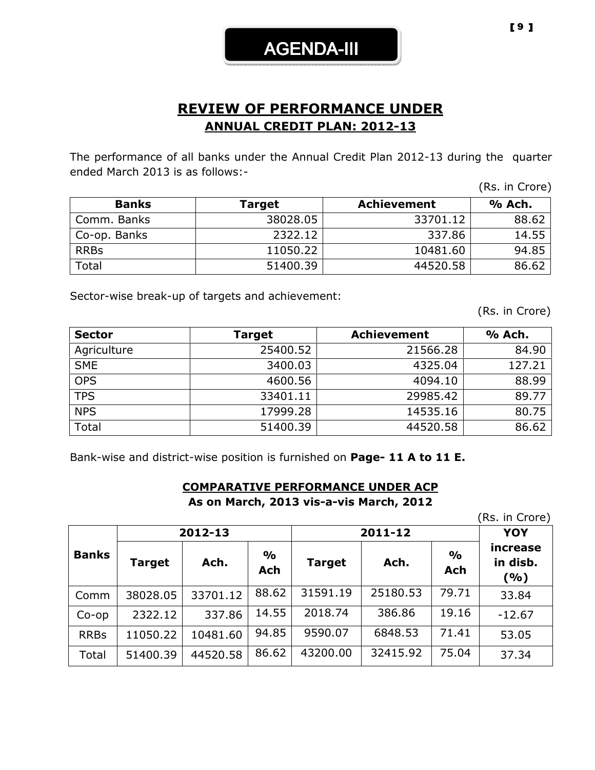# AGENDA-III

## REVIEW OF PERFORMANCE UNDER
### ANNUAL CREDIT PLAN: 2012-13

The performance of all banks under the Annual Credit Plan 2012-13 during the quarter ended March 2013 is as follows:-

(Rs. in Crore)

| Banks | Target | Achievement | % Ach. |
|---|---|---|---|
| Comm. Banks | 38028.05 | 33701.12 | 88.62 |
| Co-op. Banks | 2322.12 | 337.86 | 14.55 |
| RRBs | 11050.22 | 10481.60 | 94.85 |
| Total | 51400.39 | 44520.58 | 86.62 |

Sector-wise break-up of targets and achievement:

(Rs. in Crore)

| Sector | Target | Achievement | % Ach. |
|---|---|---|---|
| Agriculture | 25400.52 | 21566.28 | 84.90 |
| SME | 3400.03 | 4325.04 | 127.21 |
| OPS | 4600.56 | 4094.10 | 88.99 |
| TPS | 33401.11 | 29985.42 | 89.77 |
| NPS | 17999.28 | 14535.16 | 80.75 |
| Total | 51400.39 | 44520.58 | 86.62 |

Bank-wise and district-wise position is furnished on **Page- 11 A to 11 E.**

**COMPARATIVE PERFORMANCE UNDER ACP**
**As on March, 2013 vis-a-vis March, 2012**

(Rs. in Crore)

| Banks | 2012-13 | | | 2011-12 | | | YOY increase in disb. (%) |
|---|---|---|---|---|---|---|---|
| | Target | Ach. | % Ach | Target | Ach. | % Ach | |
| Comm | 38028.05 | 33701.12 | 88.62 | 31591.19 | 25180.53 | 79.71 | 33.84 |
| Co-op | 2322.12 | 337.86 | 14.55 | 2018.74 | 386.86 | 19.16 | -12.67 |
| RRBs | 11050.22 | 10481.60 | 94.85 | 9590.07 | 6848.53 | 71.41 | 53.05 |
| Total | 51400.39 | 44520.58 | 86.62 | 43200.00 | 32415.92 | 75.04 | 37.34 |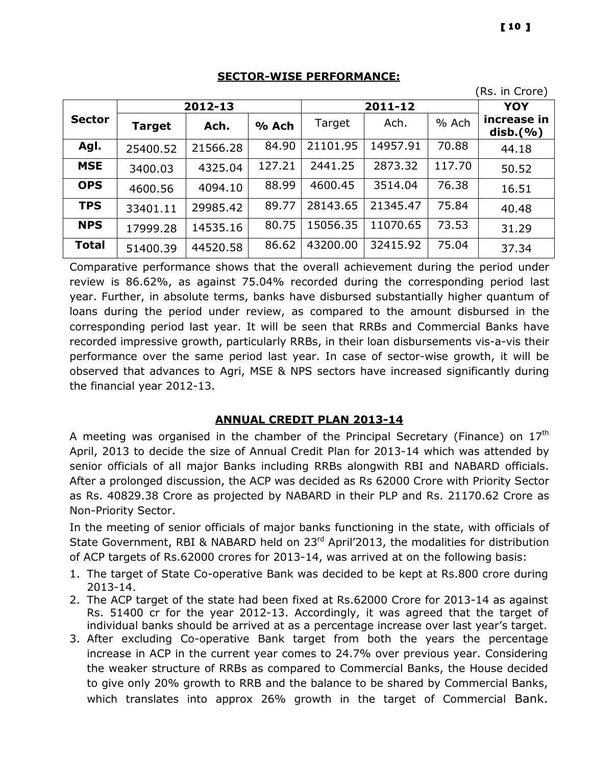## SECTOR-WISE PERFORMANCE:

(Rs. in Crore)

| Sector | 2012-13 | | | 2011-12 | | | YOY increase in disb.(%) |
|---|---|---|---|---|---|---|---|
| | Target | Ach. | % Ach | Target | Ach. | % Ach | |
| Agl. | 25400.52 | 21566.28 | 84.90 | 21101.95 | 14957.91 | 70.88 | 44.18 |
| MSE | 3400.03 | 4325.04 | 127.21 | 2441.25 | 2873.32 | 117.70 | 50.52 |
| OPS | 4600.56 | 4094.10 | 88.99 | 4600.45 | 3514.04 | 76.38 | 16.51 |
| TPS | 33401.11 | 29985.42 | 89.77 | 28143.65 | 21345.47 | 75.84 | 40.48 |
| NPS | 17999.28 | 14535.16 | 80.75 | 15056.35 | 11070.65 | 73.53 | 31.29 |
| Total | 51400.39 | 44520.58 | 86.62 | 43200.00 | 32415.92 | 75.04 | 37.34 |

Comparative performance shows that the overall achievement during the period under review is 86.62%, as against 75.04% recorded during the corresponding period last year. Further, in absolute terms, banks have disbursed substantially higher quantum of loans during the period under review, as compared to the amount disbursed in the corresponding period last year. It will be seen that RRBs and Commercial Banks have recorded impressive growth, particularly RRBs, in their loan disbursements vis-a-vis their performance over the same period last year. In case of sector-wise growth, it will be observed that advances to Agri, MSE & NPS sectors have increased significantly during the financial year 2012-13.

## ANNUAL CREDIT PLAN 2013-14

A meeting was organised in the chamber of the Principal Secretary (Finance) on 17th April, 2013 to decide the size of Annual Credit Plan for 2013-14 which was attended by senior officials of all major Banks including RRBs alongwith RBI and NABARD officials. After a prolonged discussion, the ACP was decided as Rs 62000 Crore with Priority Sector as Rs. 40829.38 Crore as projected by NABARD in their PLP and Rs. 21170.62 Crore as Non-Priority Sector.

In the meeting of senior officials of major banks functioning in the state, with officials of State Government, RBI & NABARD held on 23rd April'2013, the modalities for distribution of ACP targets of Rs.62000 crores for 2013-14, was arrived at on the following basis:

1. The target of State Co-operative Bank was decided to be kept at Rs.800 crore during 2013-14.
2. The ACP target of the state had been fixed at Rs.62000 Crore for 2013-14 as against Rs. 51400 cr for the year 2012-13. Accordingly, it was agreed that the target of individual banks should be arrived at as a percentage increase over last year's target.
3. After excluding Co-operative Bank target from both the years the percentage increase in ACP in the current year comes to 24.7% over previous year. Considering the weaker structure of RRBs as compared to Commercial Banks, the House decided to give only 20% growth to RRB and the balance to be shared by Commercial Banks, which translates into approx 26% growth in the target of Commercial Bank.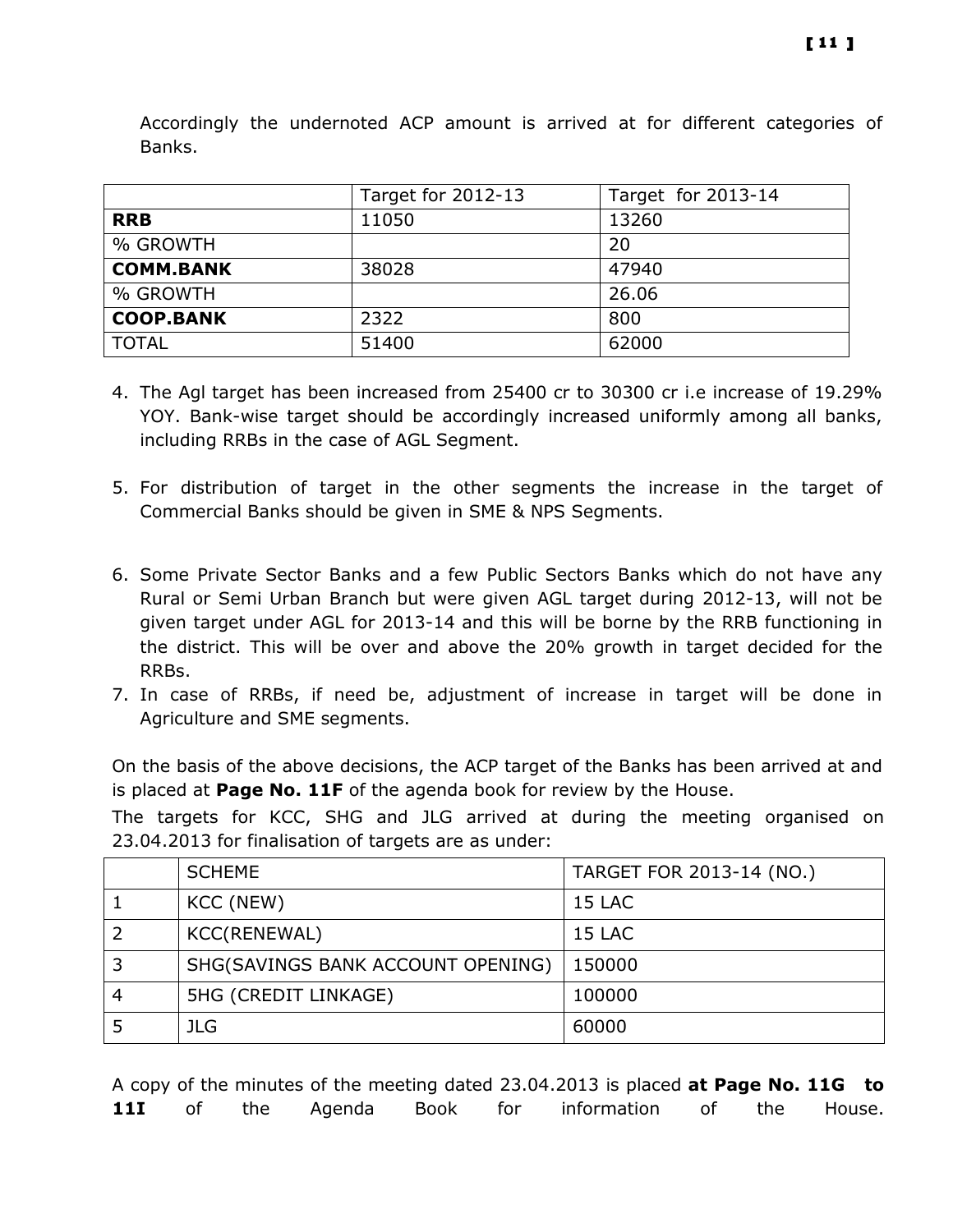Accordingly the undernoted ACP amount is arrived at for different categories of Banks.

| | Target for 2012-13 | Target for 2013-14 |
|---|---|---|
| **RRB** | 11050 | 13260 |
| % GROWTH | | 20 |
| **COMM.BANK** | 38028 | 47940 |
| % GROWTH | | 26.06 |
| **COOP.BANK** | 2322 | 800 |
| TOTAL | 51400 | 62000 |

4. The Agl target has been increased from 25400 cr to 30300 cr i.e increase of 19.29% YOY. Bank-wise target should be accordingly increased uniformly among all banks, including RRBs in the case of AGL Segment.

5. For distribution of target in the other segments the increase in the target of Commercial Banks should be given in SME & NPS Segments.

6. Some Private Sector Banks and a few Public Sectors Banks which do not have any Rural or Semi Urban Branch but were given AGL target during 2012-13, will not be given target under AGL for 2013-14 and this will be borne by the RRB functioning in the district. This will be over and above the 20% growth in target decided for the RRBs.
7. In case of RRBs, if need be, adjustment of increase in target will be done in Agriculture and SME segments.

On the basis of the above decisions, the ACP target of the Banks has been arrived at and is placed at **Page No. 11F** of the agenda book for review by the House.

The targets for KCC, SHG and JLG arrived at during the meeting organised on 23.04.2013 for finalisation of targets are as under:

| | SCHEME | TARGET FOR 2013-14 (NO.) |
|---|---|---|
| 1 | KCC (NEW) | 15 LAC |
| 2 | KCC(RENEWAL) | 15 LAC |
| 3 | SHG(SAVINGS BANK ACCOUNT OPENING) | 150000 |
| 4 | 5HG (CREDIT LINKAGE) | 100000 |
| 5 | JLG | 60000 |

A copy of the minutes of the meeting dated 23.04.2013 is placed **at Page No. 11G to 11I** of the Agenda Book for information of the House.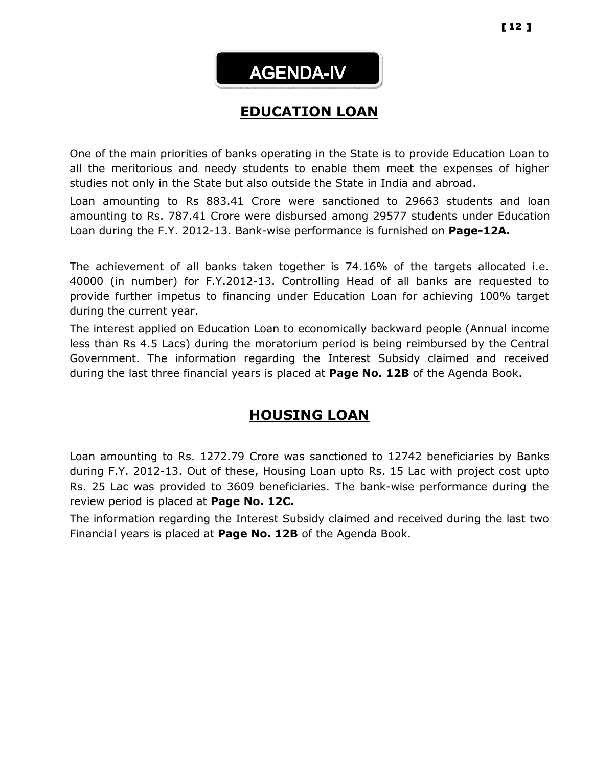# AGENDA-IV

## EDUCATION LOAN

One of the main priorities of banks operating in the State is to provide Education Loan to all the meritorious and needy students to enable them meet the expenses of higher studies not only in the State but also outside the State in India and abroad.

Loan amounting to Rs 883.41 Crore were sanctioned to 29663 students and loan amounting to Rs. 787.41 Crore were disbursed among 29577 students under Education Loan during the F.Y. 2012-13. Bank-wise performance is furnished on **Page-12A.**

The achievement of all banks taken together is 74.16% of the targets allocated i.e. 40000 (in number) for F.Y.2012-13. Controlling Head of all banks are requested to provide further impetus to financing under Education Loan for achieving 100% target during the current year.

The interest applied on Education Loan to economically backward people (Annual income less than Rs 4.5 Lacs) during the moratorium period is being reimbursed by the Central Government. The information regarding the Interest Subsidy claimed and received during the last three financial years is placed at **Page No. 12B** of the Agenda Book.

## HOUSING LOAN

Loan amounting to Rs. 1272.79 Crore was sanctioned to 12742 beneficiaries by Banks during F.Y. 2012-13. Out of these, Housing Loan upto Rs. 15 Lac with project cost upto Rs. 25 Lac was provided to 3609 beneficiaries. The bank-wise performance during the review period is placed at **Page No. 12C.**

The information regarding the Interest Subsidy claimed and received during the last two Financial years is placed at **Page No. 12B** of the Agenda Book.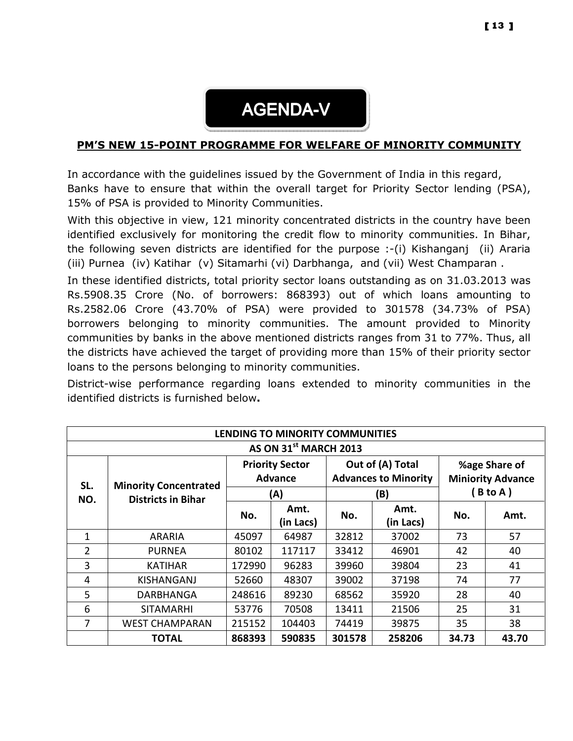# AGENDA-V

## PM'S NEW 15-POINT PROGRAMME FOR WELFARE OF MINORITY COMMUNITY

In accordance with the guidelines issued by the Government of India in this regard, Banks have to ensure that within the overall target for Priority Sector lending (PSA), 15% of PSA is provided to Minority Communities.

With this objective in view, 121 minority concentrated districts in the country have been identified exclusively for monitoring the credit flow to minority communities. In Bihar, the following seven districts are identified for the purpose :-(i) Kishanganj (ii) Araria (iii) Purnea (iv) Katihar (v) Sitamarhi (vi) Darbhanga, and (vii) West Champaran .

In these identified districts, total priority sector loans outstanding as on 31.03.2013 was Rs.5908.35 Crore (No. of borrowers: 868393) out of which loans amounting to Rs.2582.06 Crore (43.70% of PSA) were provided to 301578 (34.73% of PSA) borrowers belonging to minority communities. The amount provided to Minority communities by banks in the above mentioned districts ranges from 31 to 77%. Thus, all the districts have achieved the target of providing more than 15% of their priority sector loans to the persons belonging to minority communities.

District-wise performance regarding loans extended to minority communities in the identified districts is furnished below**.**

| LENDING TO MINORITY COMMUNITIES | | | | | | | |
|---|---|---|---|---|---|---|---|
| AS ON 31st MARCH 2013 | | | | | | | |
| SL. NO. | Minority Concentrated Districts in Bihar | Priority Sector Advance (A) | | Out of (A) Total Advances to Minority (B) | | %age Share of Miniority Advance ( B to A ) | |
| | | No. | Amt. (in Lacs) | No. | Amt. (in Lacs) | No. | Amt. |
| 1 | ARARIA | 45097 | 64987 | 32812 | 37002 | 73 | 57 |
| 2 | PURNEA | 80102 | 117117 | 33412 | 46901 | 42 | 40 |
| 3 | KATIHAR | 172990 | 96283 | 39960 | 39804 | 23 | 41 |
| 4 | KISHANGANJ | 52660 | 48307 | 39002 | 37198 | 74 | 77 |
| 5 | DARBHANGA | 248616 | 89230 | 68562 | 35920 | 28 | 40 |
| 6 | SITAMARHI | 53776 | 70508 | 13411 | 21506 | 25 | 31 |
| 7 | WEST CHAMPARAN | 215152 | 104403 | 74419 | 39875 | 35 | 38 |
| | **TOTAL** | **868393** | **590835** | **301578** | **258206** | **34.73** | **43.70** |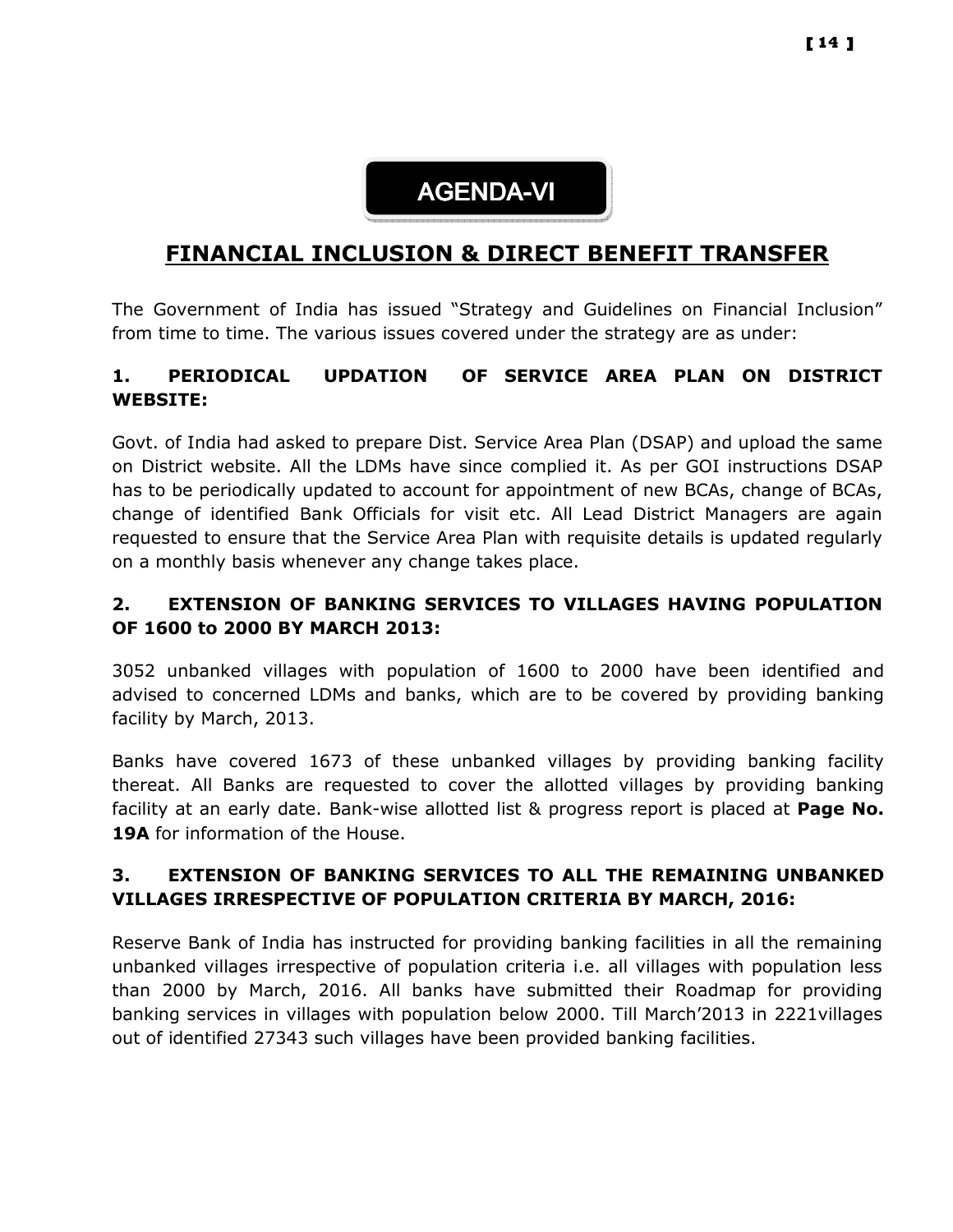# AGENDA-VI

## FINANCIAL INCLUSION & DIRECT BENEFIT TRANSFER

The Government of India has issued "Strategy and Guidelines on Financial Inclusion" from time to time. The various issues covered under the strategy are as under:

### 1. PERIODICAL UPDATION OF SERVICE AREA PLAN ON DISTRICT WEBSITE:

Govt. of India had asked to prepare Dist. Service Area Plan (DSAP) and upload the same on District website. All the LDMs have since complied it. As per GOI instructions DSAP has to be periodically updated to account for appointment of new BCAs, change of BCAs, change of identified Bank Officials for visit etc. All Lead District Managers are again requested to ensure that the Service Area Plan with requisite details is updated regularly on a monthly basis whenever any change takes place.

### 2. EXTENSION OF BANKING SERVICES TO VILLAGES HAVING POPULATION OF 1600 to 2000 BY MARCH 2013:

3052 unbanked villages with population of 1600 to 2000 have been identified and advised to concerned LDMs and banks, which are to be covered by providing banking facility by March, 2013.

Banks have covered 1673 of these unbanked villages by providing banking facility thereat. All Banks are requested to cover the allotted villages by providing banking facility at an early date. Bank-wise allotted list & progress report is placed at **Page No. 19A** for information of the House.

### 3. EXTENSION OF BANKING SERVICES TO ALL THE REMAINING UNBANKED VILLAGES IRRESPECTIVE OF POPULATION CRITERIA BY MARCH, 2016:

Reserve Bank of India has instructed for providing banking facilities in all the remaining unbanked villages irrespective of population criteria i.e. all villages with population less than 2000 by March, 2016. All banks have submitted their Roadmap for providing banking services in villages with population below 2000. Till March'2013 in 2221villages out of identified 27343 such villages have been provided banking facilities.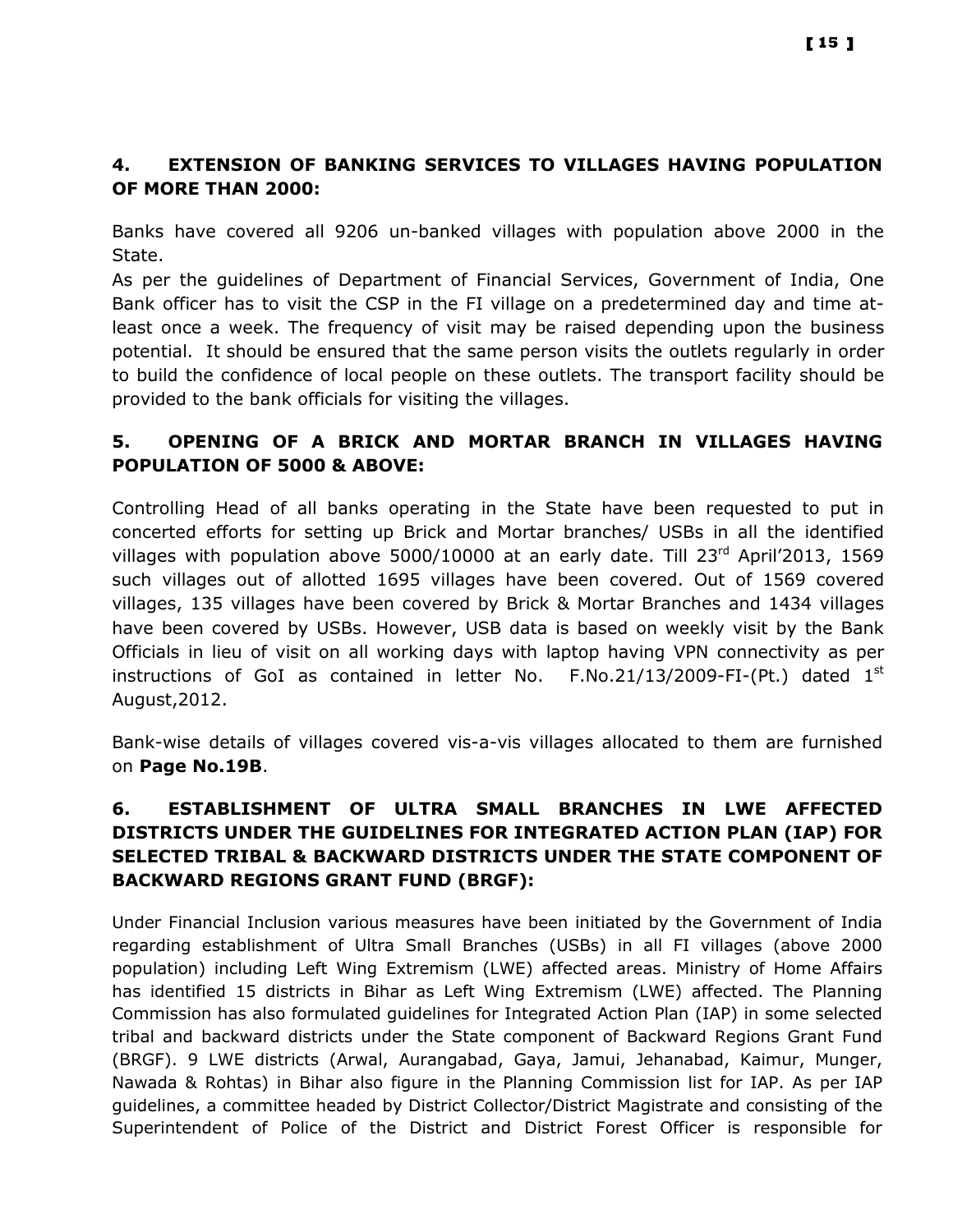## 4. EXTENSION OF BANKING SERVICES TO VILLAGES HAVING POPULATION OF MORE THAN 2000:

Banks have covered all 9206 un-banked villages with population above 2000 in the State.

As per the guidelines of Department of Financial Services, Government of India, One Bank officer has to visit the CSP in the FI village on a predetermined day and time at-least once a week. The frequency of visit may be raised depending upon the business potential. It should be ensured that the same person visits the outlets regularly in order to build the confidence of local people on these outlets. The transport facility should be provided to the bank officials for visiting the villages.

## 5. OPENING OF A BRICK AND MORTAR BRANCH IN VILLAGES HAVING POPULATION OF 5000 & ABOVE:

Controlling Head of all banks operating in the State have been requested to put in concerted efforts for setting up Brick and Mortar branches/ USBs in all the identified villages with population above 5000/10000 at an early date. Till 23rd April'2013, 1569 such villages out of allotted 1695 villages have been covered. Out of 1569 covered villages, 135 villages have been covered by Brick & Mortar Branches and 1434 villages have been covered by USBs. However, USB data is based on weekly visit by the Bank Officials in lieu of visit on all working days with laptop having VPN connectivity as per instructions of GoI as contained in letter No. F.No.21/13/2009-FI-(Pt.) dated 1st August,2012.

Bank-wise details of villages covered vis-a-vis villages allocated to them are furnished on **Page No.19B**.

## 6. ESTABLISHMENT OF ULTRA SMALL BRANCHES IN LWE AFFECTED DISTRICTS UNDER THE GUIDELINES FOR INTEGRATED ACTION PLAN (IAP) FOR SELECTED TRIBAL & BACKWARD DISTRICTS UNDER THE STATE COMPONENT OF BACKWARD REGIONS GRANT FUND (BRGF):

Under Financial Inclusion various measures have been initiated by the Government of India regarding establishment of Ultra Small Branches (USBs) in all FI villages (above 2000 population) including Left Wing Extremism (LWE) affected areas. Ministry of Home Affairs has identified 15 districts in Bihar as Left Wing Extremism (LWE) affected. The Planning Commission has also formulated guidelines for Integrated Action Plan (IAP) in some selected tribal and backward districts under the State component of Backward Regions Grant Fund (BRGF). 9 LWE districts (Arwal, Aurangabad, Gaya, Jamui, Jehanabad, Kaimur, Munger, Nawada & Rohtas) in Bihar also figure in the Planning Commission list for IAP. As per IAP guidelines, a committee headed by District Collector/District Magistrate and consisting of the Superintendent of Police of the District and District Forest Officer is responsible for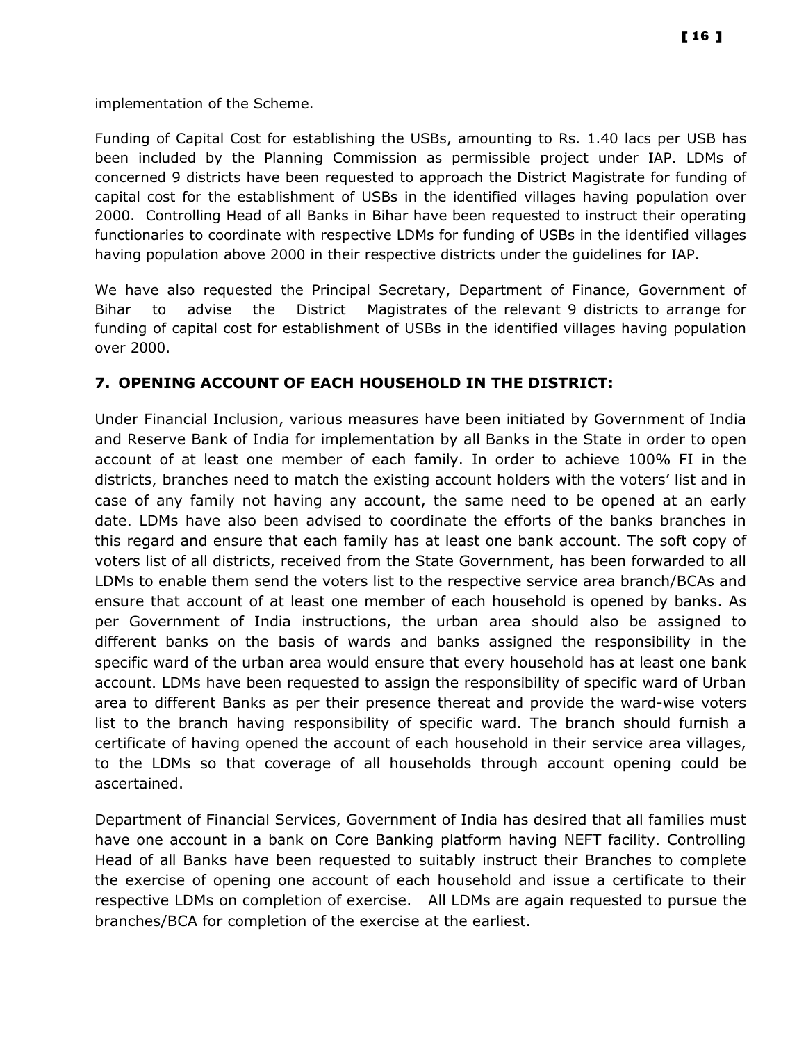implementation of the Scheme.

Funding of Capital Cost for establishing the USBs, amounting to Rs. 1.40 lacs per USB has been included by the Planning Commission as permissible project under IAP. LDMs of concerned 9 districts have been requested to approach the District Magistrate for funding of capital cost for the establishment of USBs in the identified villages having population over 2000. Controlling Head of all Banks in Bihar have been requested to instruct their operating functionaries to coordinate with respective LDMs for funding of USBs in the identified villages having population above 2000 in their respective districts under the guidelines for IAP.

We have also requested the Principal Secretary, Department of Finance, Government of Bihar to advise the District Magistrates of the relevant 9 districts to arrange for funding of capital cost for establishment of USBs in the identified villages having population over 2000.

## 7. OPENING ACCOUNT OF EACH HOUSEHOLD IN THE DISTRICT:

Under Financial Inclusion, various measures have been initiated by Government of India and Reserve Bank of India for implementation by all Banks in the State in order to open account of at least one member of each family. In order to achieve 100% FI in the districts, branches need to match the existing account holders with the voters' list and in case of any family not having any account, the same need to be opened at an early date. LDMs have also been advised to coordinate the efforts of the banks branches in this regard and ensure that each family has at least one bank account. The soft copy of voters list of all districts, received from the State Government, has been forwarded to all LDMs to enable them send the voters list to the respective service area branch/BCAs and ensure that account of at least one member of each household is opened by banks. As per Government of India instructions, the urban area should also be assigned to different banks on the basis of wards and banks assigned the responsibility in the specific ward of the urban area would ensure that every household has at least one bank account. LDMs have been requested to assign the responsibility of specific ward of Urban area to different Banks as per their presence thereat and provide the ward-wise voters list to the branch having responsibility of specific ward. The branch should furnish a certificate of having opened the account of each household in their service area villages, to the LDMs so that coverage of all households through account opening could be ascertained.

Department of Financial Services, Government of India has desired that all families must have one account in a bank on Core Banking platform having NEFT facility. Controlling Head of all Banks have been requested to suitably instruct their Branches to complete the exercise of opening one account of each household and issue a certificate to their respective LDMs on completion of exercise. All LDMs are again requested to pursue the branches/BCA for completion of the exercise at the earliest.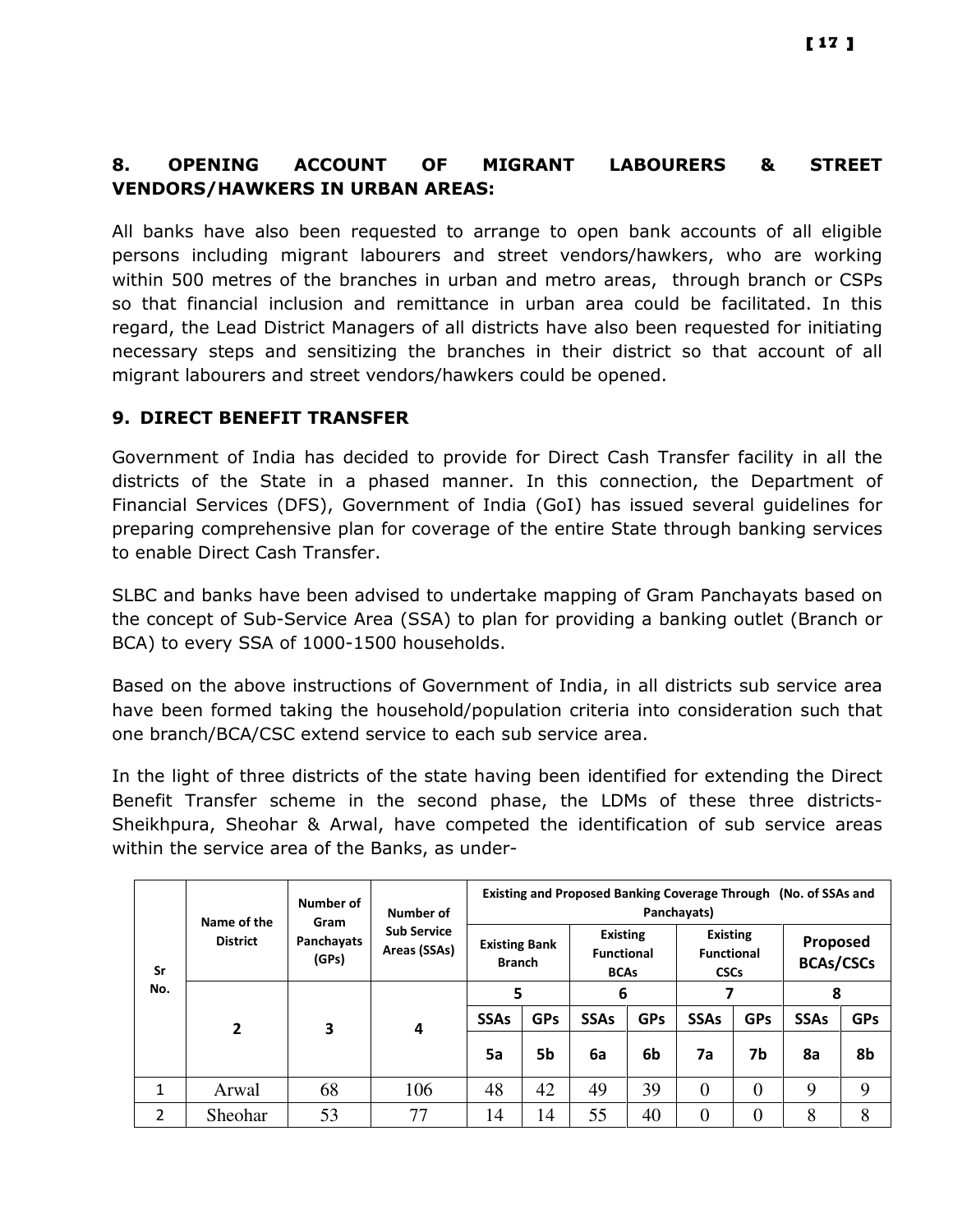## 8. OPENING ACCOUNT OF MIGRANT LABOURERS & STREET VENDORS/HAWKERS IN URBAN AREAS:

All banks have also been requested to arrange to open bank accounts of all eligible persons including migrant labourers and street vendors/hawkers, who are working within 500 metres of the branches in urban and metro areas, through branch or CSPs so that financial inclusion and remittance in urban area could be facilitated. In this regard, the Lead District Managers of all districts have also been requested for initiating necessary steps and sensitizing the branches in their district so that account of all migrant labourers and street vendors/hawkers could be opened.

## 9. DIRECT BENEFIT TRANSFER

Government of India has decided to provide for Direct Cash Transfer facility in all the districts of the State in a phased manner. In this connection, the Department of Financial Services (DFS), Government of India (GoI) has issued several guidelines for preparing comprehensive plan for coverage of the entire State through banking services to enable Direct Cash Transfer.

SLBC and banks have been advised to undertake mapping of Gram Panchayats based on the concept of Sub-Service Area (SSA) to plan for providing a banking outlet (Branch or BCA) to every SSA of 1000-1500 households.

Based on the above instructions of Government of India, in all districts sub service area have been formed taking the household/population criteria into consideration such that one branch/BCA/CSC extend service to each sub service area.

In the light of three districts of the state having been identified for extending the Direct Benefit Transfer scheme in the second phase, the LDMs of these three districts- Sheikhpura, Sheohar & Arwal, have competed the identification of sub service areas within the service area of the Banks, as under-

| Sr No. | Name of the District | Number of Gram Panchayats (GPs) | Number of Sub Service Areas (SSAs) | Existing and Proposed Banking Coverage Through (No. of SSAs and Panchayats) | | | | | | | |
|---|---|---|---|---|---|---|---|---|---|---|---|
| | | | | Existing Bank Branch | | Existing Functional BCAs | | Existing Functional CSCs | | Proposed BCAs/CSCs | |
| | 2 | 3 | 4 | 5 | | 6 | | 7 | | 8 | |
| | | | | SSAs | GPs | SSAs | GPs | SSAs | GPs | SSAs | GPs |
| | | | | 5a | 5b | 6a | 6b | 7a | 7b | 8a | 8b |
| 1 | Arwal | 68 | 106 | 48 | 42 | 49 | 39 | 0 | 0 | 9 | 9 |
| 2 | Sheohar | 53 | 77 | 14 | 14 | 55 | 40 | 0 | 0 | 8 | 8 |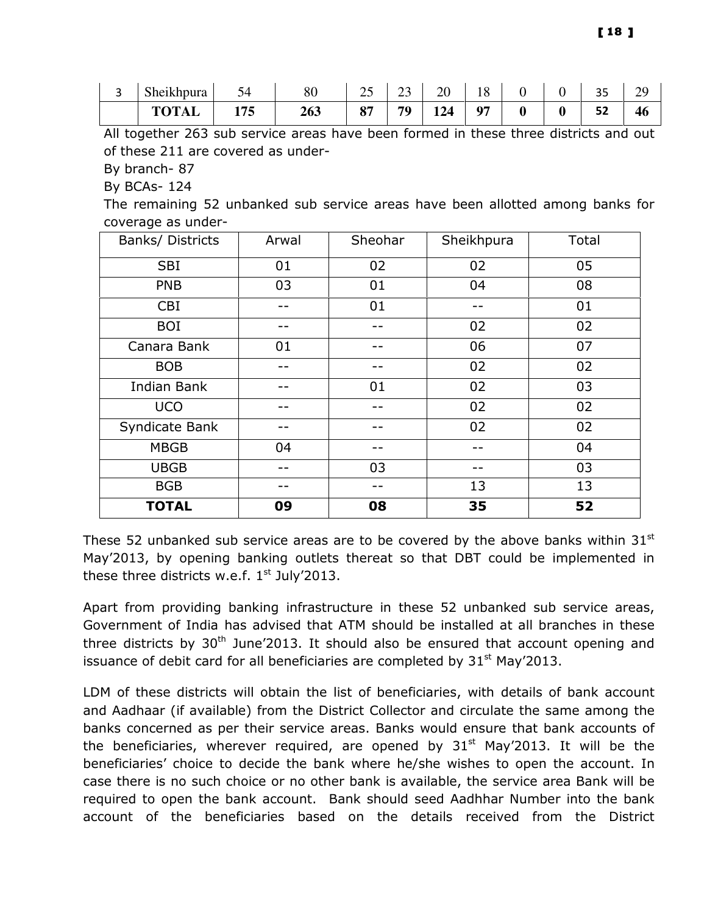| 3 | Sheikhpura | 54 | 80 | 25 | 23 | 20 | 18 | 0 | 0 | 35 | 29 |
|---|---|---|---|---|---|---|---|---|---|---|---|
| | **TOTAL** | **175** | **263** | **87** | **79** | **124** | **97** | **0** | **0** | **52** | **46** |

All together 263 sub service areas have been formed in these three districts and out of these 211 are covered as under-

By branch- 87

By BCAs- 124

The remaining 52 unbanked sub service areas have been allotted among banks for coverage as under-

| Banks/ Districts | Arwal | Sheohar | Sheikhpura | Total |
|---|---|---|---|---|
| SBI | 01 | 02 | 02 | 05 |
| PNB | 03 | 01 | 04 | 08 |
| CBI | -- | 01 | -- | 01 |
| BOI | -- | -- | 02 | 02 |
| Canara Bank | 01 | -- | 06 | 07 |
| BOB | -- | -- | 02 | 02 |
| Indian Bank | -- | 01 | 02 | 03 |
| UCO | -- | -- | 02 | 02 |
| Syndicate Bank | -- | -- | 02 | 02 |
| MBGB | 04 | -- | -- | 04 |
| UBGB | -- | 03 | -- | 03 |
| BGB | -- | -- | 13 | 13 |
| **TOTAL** | **09** | **08** | **35** | **52** |

These 52 unbanked sub service areas are to be covered by the above banks within 31st May'2013, by opening banking outlets thereat so that DBT could be implemented in these three districts w.e.f. 1st July'2013.

Apart from providing banking infrastructure in these 52 unbanked sub service areas, Government of India has advised that ATM should be installed at all branches in these three districts by 30th June'2013. It should also be ensured that account opening and issuance of debit card for all beneficiaries are completed by 31st May'2013.

LDM of these districts will obtain the list of beneficiaries, with details of bank account and Aadhaar (if available) from the District Collector and circulate the same among the banks concerned as per their service areas. Banks would ensure that bank accounts of the beneficiaries, wherever required, are opened by 31st May'2013. It will be the beneficiaries' choice to decide the bank where he/she wishes to open the account. In case there is no such choice or no other bank is available, the service area Bank will be required to open the bank account. Bank should seed Aadhhar Number into the bank account of the beneficiaries based on the details received from the District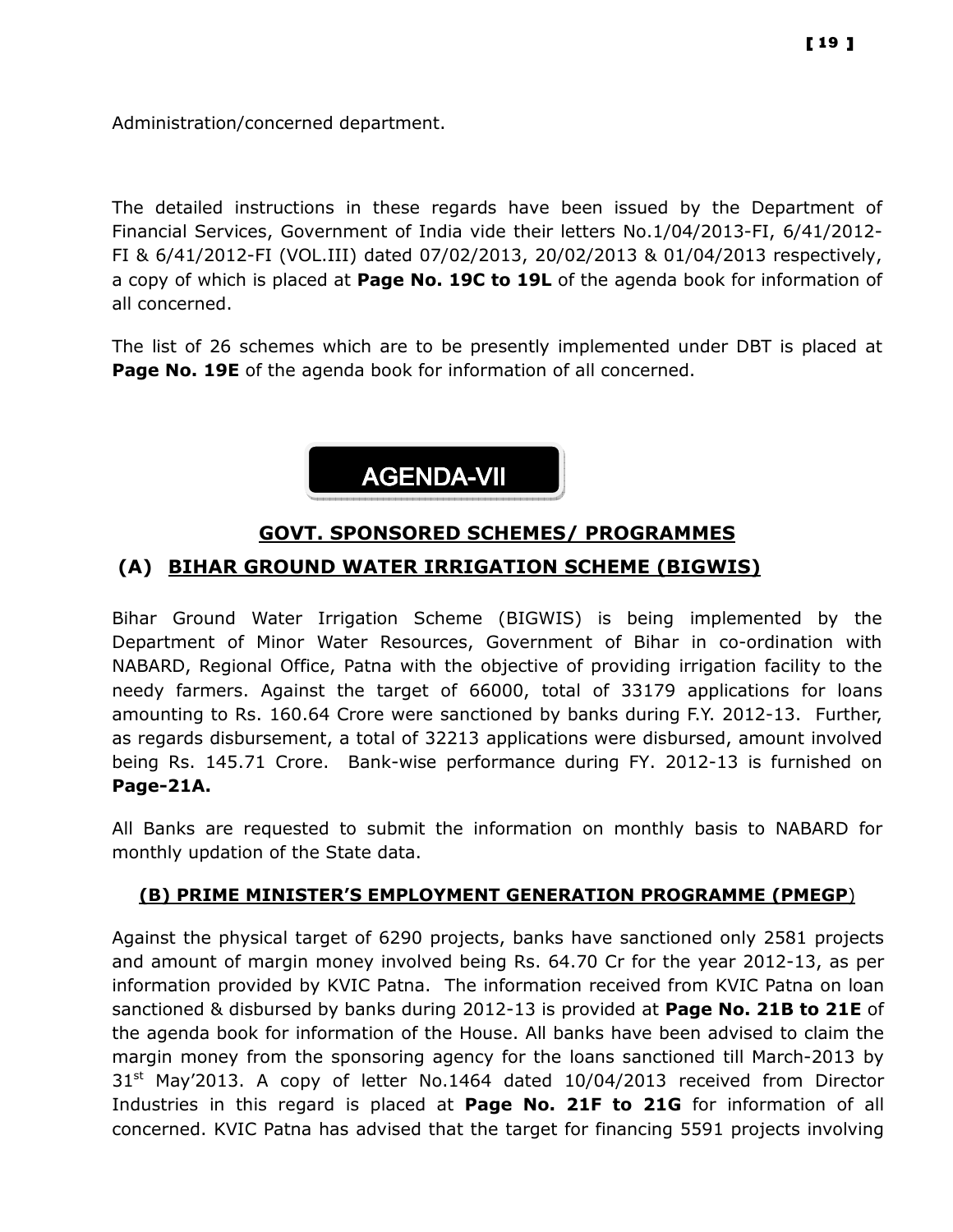Administration/concerned department.

The detailed instructions in these regards have been issued by the Department of Financial Services, Government of India vide their letters No.1/04/2013-FI, 6/41/2012-FI & 6/41/2012-FI (VOL.III) dated 07/02/2013, 20/02/2013 & 01/04/2013 respectively, a copy of which is placed at **Page No. 19C to 19L** of the agenda book for information of all concerned.

The list of 26 schemes which are to be presently implemented under DBT is placed at **Page No. 19E** of the agenda book for information of all concerned.

# AGENDA-VII

## GOVT. SPONSORED SCHEMES/ PROGRAMMES

## (A) BIHAR GROUND WATER IRRIGATION SCHEME (BIGWIS)

Bihar Ground Water Irrigation Scheme (BIGWIS) is being implemented by the Department of Minor Water Resources, Government of Bihar in co-ordination with NABARD, Regional Office, Patna with the objective of providing irrigation facility to the needy farmers. Against the target of 66000, total of 33179 applications for loans amounting to Rs. 160.64 Crore were sanctioned by banks during F.Y. 2012-13. Further, as regards disbursement, a total of 32213 applications were disbursed, amount involved being Rs. 145.71 Crore. Bank-wise performance during FY. 2012-13 is furnished on **Page-21A.**

All Banks are requested to submit the information on monthly basis to NABARD for monthly updation of the State data.

### (B) PRIME MINISTER'S EMPLOYMENT GENERATION PROGRAMME (PMEGP)

Against the physical target of 6290 projects, banks have sanctioned only 2581 projects and amount of margin money involved being Rs. 64.70 Cr for the year 2012-13, as per information provided by KVIC Patna. The information received from KVIC Patna on loan sanctioned & disbursed by banks during 2012-13 is provided at **Page No. 21B to 21E** of the agenda book for information of the House. All banks have been advised to claim the margin money from the sponsoring agency for the loans sanctioned till March-2013 by 31st May'2013. A copy of letter No.1464 dated 10/04/2013 received from Director Industries in this regard is placed at **Page No. 21F to 21G** for information of all concerned. KVIC Patna has advised that the target for financing 5591 projects involving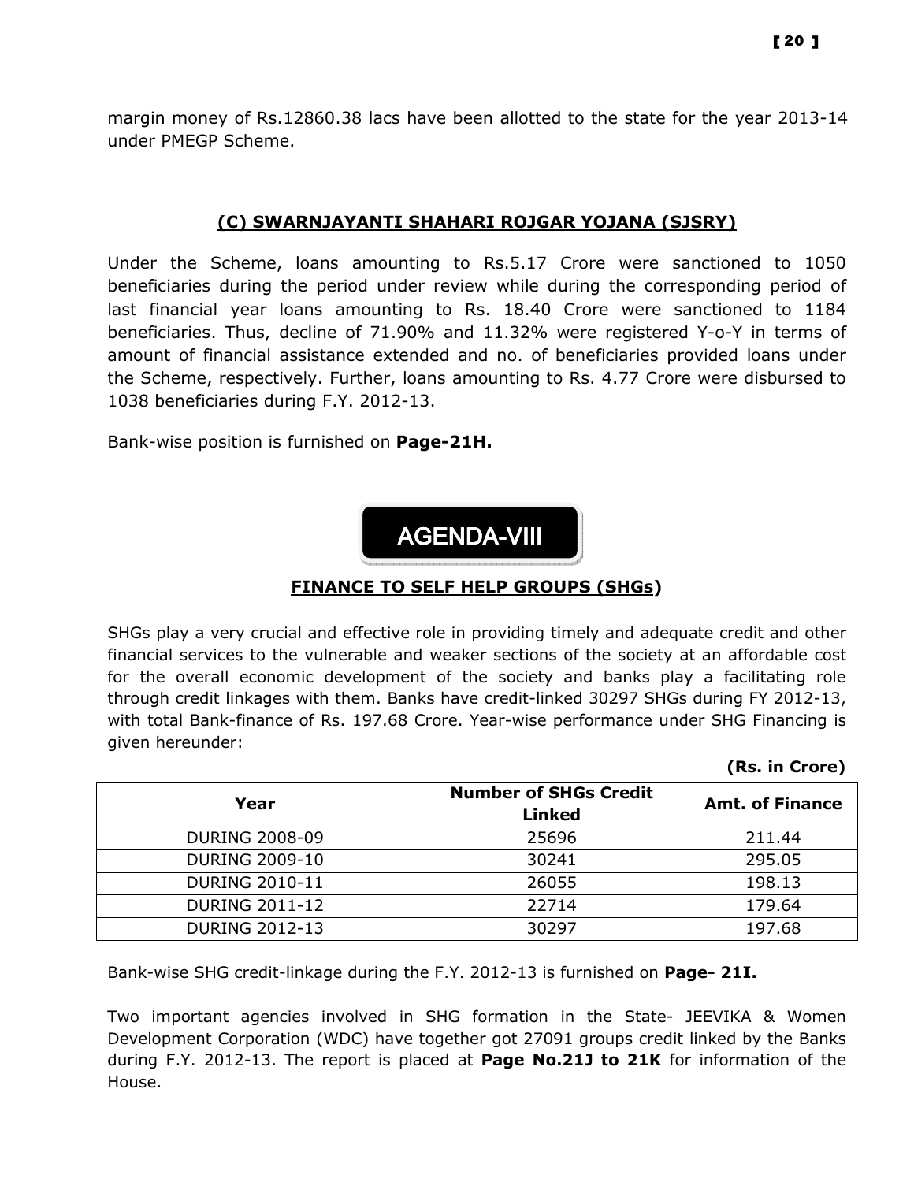margin money of Rs.12860.38 lacs have been allotted to the state for the year 2013-14 under PMEGP Scheme.

### (C) SWARNJAYANTI SHAHARI ROJGAR YOJANA (SJSRY)

Under the Scheme, loans amounting to Rs.5.17 Crore were sanctioned to 1050 beneficiaries during the period under review while during the corresponding period of last financial year loans amounting to Rs. 18.40 Crore were sanctioned to 1184 beneficiaries. Thus, decline of 71.90% and 11.32% were registered Y-o-Y in terms of amount of financial assistance extended and no. of beneficiaries provided loans under the Scheme, respectively. Further, loans amounting to Rs. 4.77 Crore were disbursed to 1038 beneficiaries during F.Y. 2012-13.

Bank-wise position is furnished on **Page-21H.**

## AGENDA-VIII

### FINANCE TO SELF HELP GROUPS (SHGs)

SHGs play a very crucial and effective role in providing timely and adequate credit and other financial services to the vulnerable and weaker sections of the society at an affordable cost for the overall economic development of the society and banks play a facilitating role through credit linkages with them. Banks have credit-linked 30297 SHGs during FY 2012-13, with total Bank-finance of Rs. 197.68 Crore. Year-wise performance under SHG Financing is given hereunder:

**(Rs. in Crore)**

| Year | Number of SHGs Credit Linked | Amt. of Finance |
|---|---|---|
| DURING 2008-09 | 25696 | 211.44 |
| DURING 2009-10 | 30241 | 295.05 |
| DURING 2010-11 | 26055 | 198.13 |
| DURING 2011-12 | 22714 | 179.64 |
| DURING 2012-13 | 30297 | 197.68 |

Bank-wise SHG credit-linkage during the F.Y. 2012-13 is furnished on **Page- 21I.**

Two important agencies involved in SHG formation in the State- JEEVIKA & Women Development Corporation (WDC) have together got 27091 groups credit linked by the Banks during F.Y. 2012-13. The report is placed at **Page No.21J to 21K** for information of the House.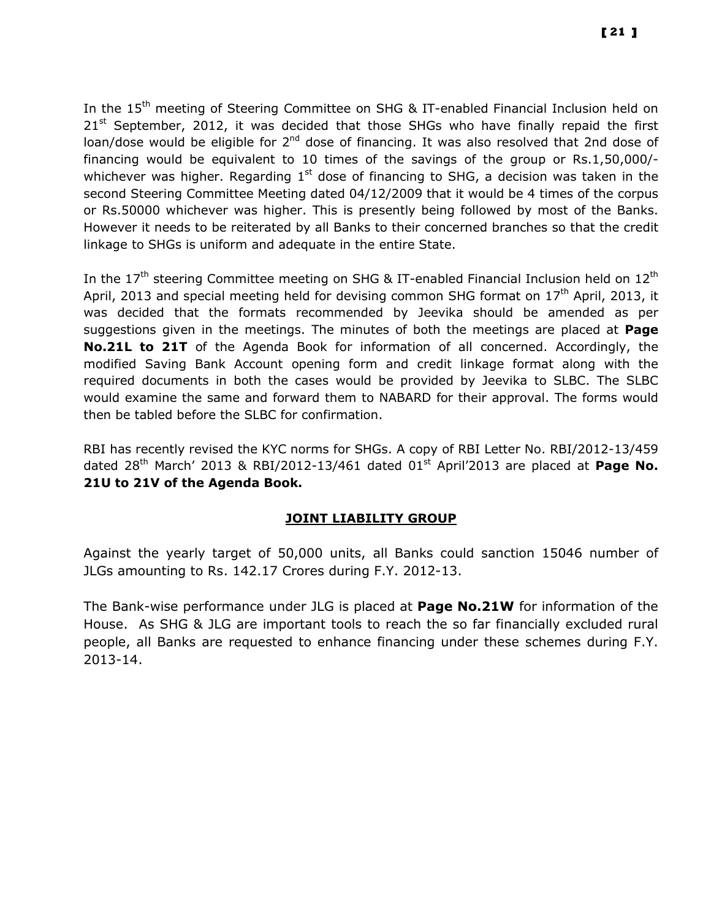In the 15th meeting of Steering Committee on SHG & IT-enabled Financial Inclusion held on 21st September, 2012, it was decided that those SHGs who have finally repaid the first loan/dose would be eligible for 2nd dose of financing. It was also resolved that 2nd dose of financing would be equivalent to 10 times of the savings of the group or Rs.1,50,000/- whichever was higher. Regarding 1st dose of financing to SHG, a decision was taken in the second Steering Committee Meeting dated 04/12/2009 that it would be 4 times of the corpus or Rs.50000 whichever was higher. This is presently being followed by most of the Banks. However it needs to be reiterated by all Banks to their concerned branches so that the credit linkage to SHGs is uniform and adequate in the entire State.

In the 17th steering Committee meeting on SHG & IT-enabled Financial Inclusion held on 12th April, 2013 and special meeting held for devising common SHG format on 17th April, 2013, it was decided that the formats recommended by Jeevika should be amended as per suggestions given in the meetings. The minutes of both the meetings are placed at **Page No.21L to 21T** of the Agenda Book for information of all concerned. Accordingly, the modified Saving Bank Account opening form and credit linkage format along with the required documents in both the cases would be provided by Jeevika to SLBC. The SLBC would examine the same and forward them to NABARD for their approval. The forms would then be tabled before the SLBC for confirmation.

RBI has recently revised the KYC norms for SHGs. A copy of RBI Letter No. RBI/2012-13/459 dated 28th March' 2013 & RBI/2012-13/461 dated 01st April'2013 are placed at **Page No. 21U to 21V of the Agenda Book.**

## JOINT LIABILITY GROUP

Against the yearly target of 50,000 units, all Banks could sanction 15046 number of JLGs amounting to Rs. 142.17 Crores during F.Y. 2012-13.

The Bank-wise performance under JLG is placed at **Page No.21W** for information of the House. As SHG & JLG are important tools to reach the so far financially excluded rural people, all Banks are requested to enhance financing under these schemes during F.Y. 2013-14.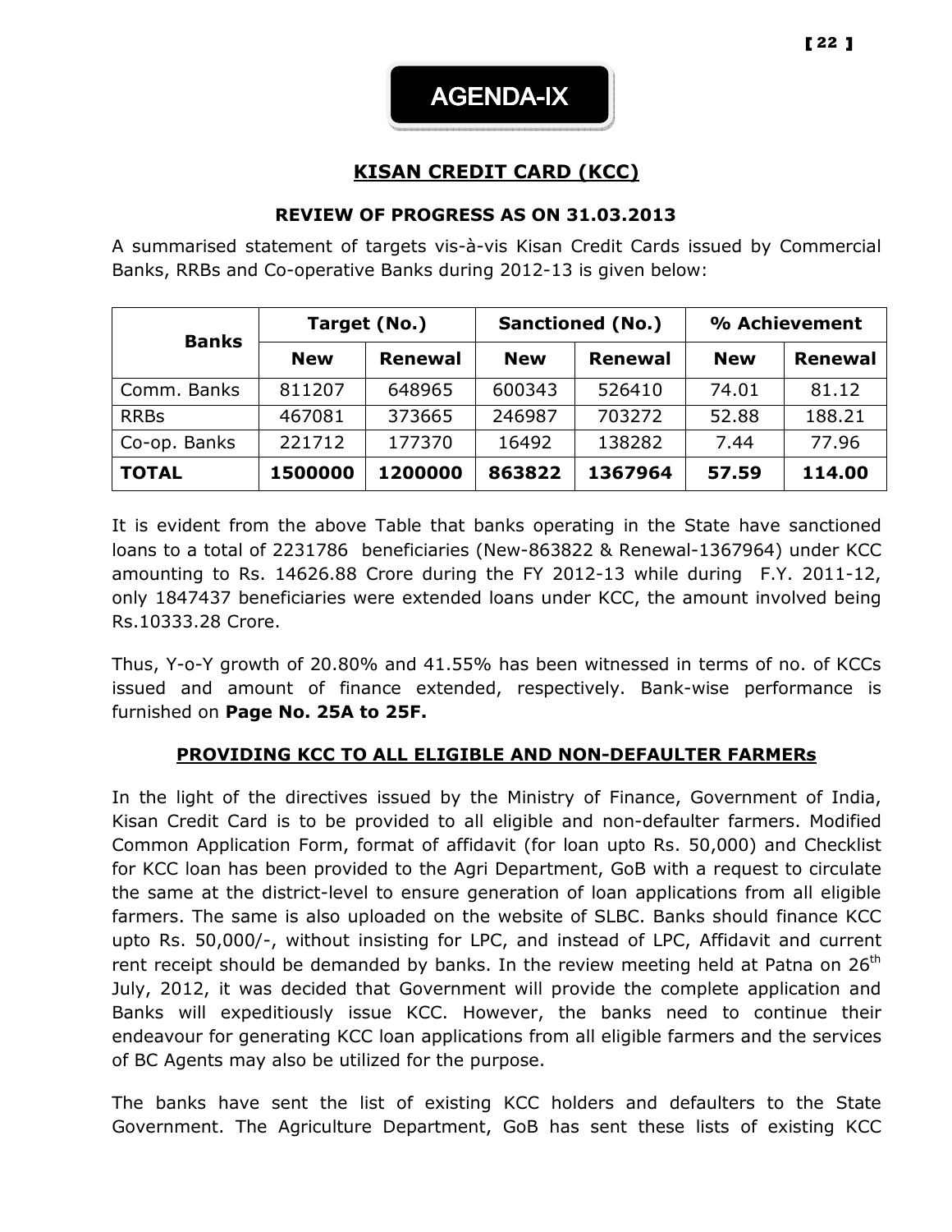# AGENDA-IX

## KISAN CREDIT CARD (KCC)

### REVIEW OF PROGRESS AS ON 31.03.2013

A summarised statement of targets vis-à-vis Kisan Credit Cards issued by Commercial Banks, RRBs and Co-operative Banks during 2012-13 is given below:

| Banks | Target (No.) | | Sanctioned (No.) | | % Achievement | |
|---|---|---|---|---|---|---|
| | New | Renewal | New | Renewal | New | Renewal |
| Comm. Banks | 811207 | 648965 | 600343 | 526410 | 74.01 | 81.12 |
| RRBs | 467081 | 373665 | 246987 | 703272 | 52.88 | 188.21 |
| Co-op. Banks | 221712 | 177370 | 16492 | 138282 | 7.44 | 77.96 |
| **TOTAL** | **1500000** | **1200000** | **863822** | **1367964** | **57.59** | **114.00** |

It is evident from the above Table that banks operating in the State have sanctioned loans to a total of 2231786 beneficiaries (New-863822 & Renewal-1367964) under KCC amounting to Rs. 14626.88 Crore during the FY 2012-13 while during F.Y. 2011-12, only 1847437 beneficiaries were extended loans under KCC, the amount involved being Rs.10333.28 Crore.

Thus, Y-o-Y growth of 20.80% and 41.55% has been witnessed in terms of no. of KCCs issued and amount of finance extended, respectively. Bank-wise performance is furnished on **Page No. 25A to 25F.**

### PROVIDING KCC TO ALL ELIGIBLE AND NON-DEFAULTER FARMERs

In the light of the directives issued by the Ministry of Finance, Government of India, Kisan Credit Card is to be provided to all eligible and non-defaulter farmers. Modified Common Application Form, format of affidavit (for loan upto Rs. 50,000) and Checklist for KCC loan has been provided to the Agri Department, GoB with a request to circulate the same at the district-level to ensure generation of loan applications from all eligible farmers. The same is also uploaded on the website of SLBC. Banks should finance KCC upto Rs. 50,000/-, without insisting for LPC, and instead of LPC, Affidavit and current rent receipt should be demanded by banks. In the review meeting held at Patna on 26th July, 2012, it was decided that Government will provide the complete application and Banks will expeditiously issue KCC. However, the banks need to continue their endeavour for generating KCC loan applications from all eligible farmers and the services of BC Agents may also be utilized for the purpose.

The banks have sent the list of existing KCC holders and defaulters to the State Government. The Agriculture Department, GoB has sent these lists of existing KCC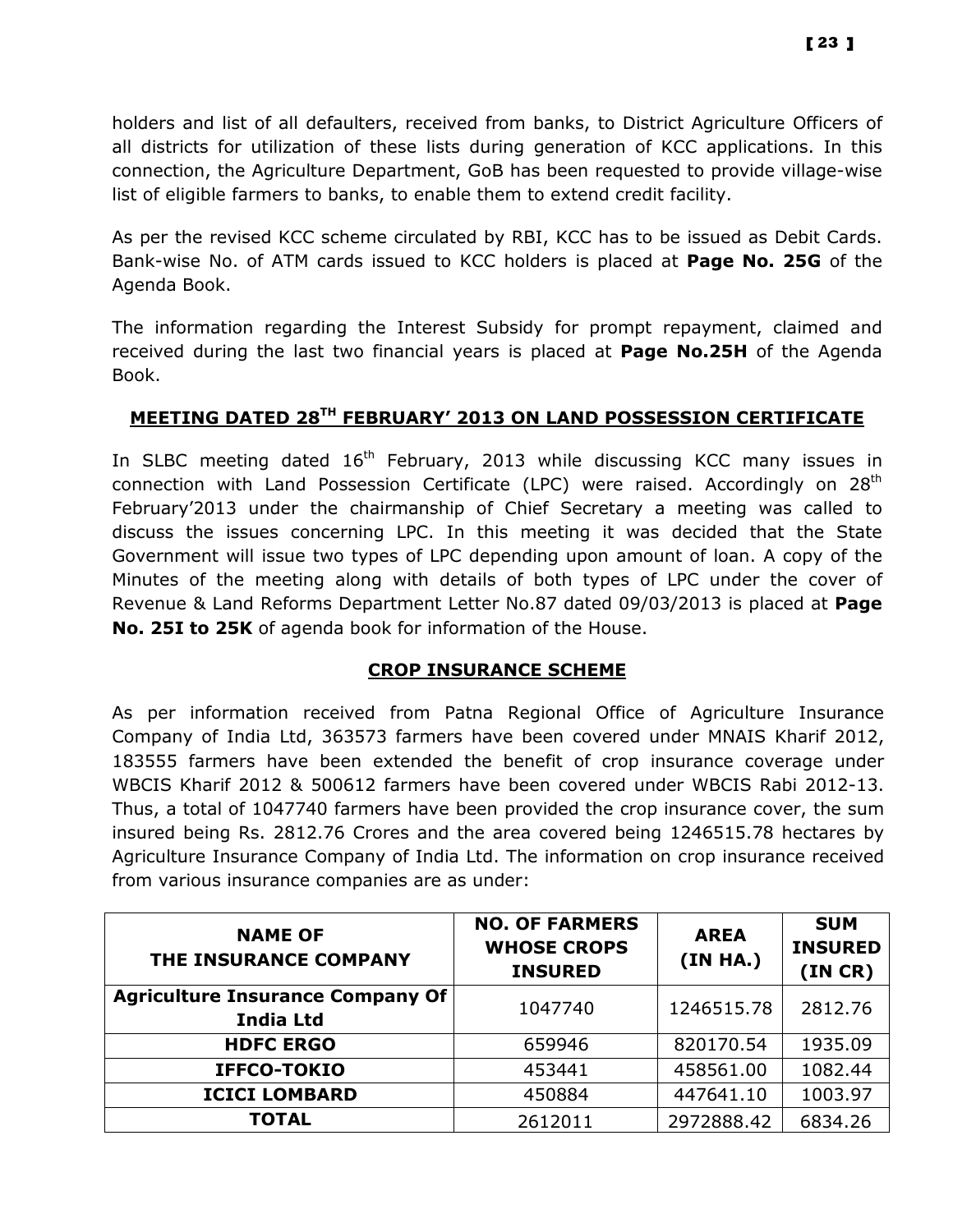holders and list of all defaulters, received from banks, to District Agriculture Officers of all districts for utilization of these lists during generation of KCC applications. In this connection, the Agriculture Department, GoB has been requested to provide village-wise list of eligible farmers to banks, to enable them to extend credit facility.

As per the revised KCC scheme circulated by RBI, KCC has to be issued as Debit Cards. Bank-wise No. of ATM cards issued to KCC holders is placed at **Page No. 25G** of the Agenda Book.

The information regarding the Interest Subsidy for prompt repayment, claimed and received during the last two financial years is placed at **Page No.25H** of the Agenda Book.

## MEETING DATED 28TH FEBRUARY' 2013 ON LAND POSSESSION CERTIFICATE

In SLBC meeting dated 16th February, 2013 while discussing KCC many issues in connection with Land Possession Certificate (LPC) were raised. Accordingly on 28th February'2013 under the chairmanship of Chief Secretary a meeting was called to discuss the issues concerning LPC. In this meeting it was decided that the State Government will issue two types of LPC depending upon amount of loan. A copy of the Minutes of the meeting along with details of both types of LPC under the cover of Revenue & Land Reforms Department Letter No.87 dated 09/03/2013 is placed at **Page No. 25I to 25K** of agenda book for information of the House.

## CROP INSURANCE SCHEME

As per information received from Patna Regional Office of Agriculture Insurance Company of India Ltd, 363573 farmers have been covered under MNAIS Kharif 2012, 183555 farmers have been extended the benefit of crop insurance coverage under WBCIS Kharif 2012 & 500612 farmers have been covered under WBCIS Rabi 2012-13. Thus, a total of 1047740 farmers have been provided the crop insurance cover, the sum insured being Rs. 2812.76 Crores and the area covered being 1246515.78 hectares by Agriculture Insurance Company of India Ltd. The information on crop insurance received from various insurance companies are as under:

| NAME OF THE INSURANCE COMPANY | NO. OF FARMERS WHOSE CROPS INSURED | AREA (IN HA.) | SUM INSURED (IN CR) |
|---|---|---|---|
| **Agriculture Insurance Company Of India Ltd** | 1047740 | 1246515.78 | 2812.76 |
| **HDFC ERGO** | 659946 | 820170.54 | 1935.09 |
| **IFFCO-TOKIO** | 453441 | 458561.00 | 1082.44 |
| **ICICI LOMBARD** | 450884 | 447641.10 | 1003.97 |
| **TOTAL** | 2612011 | 2972888.42 | 6834.26 |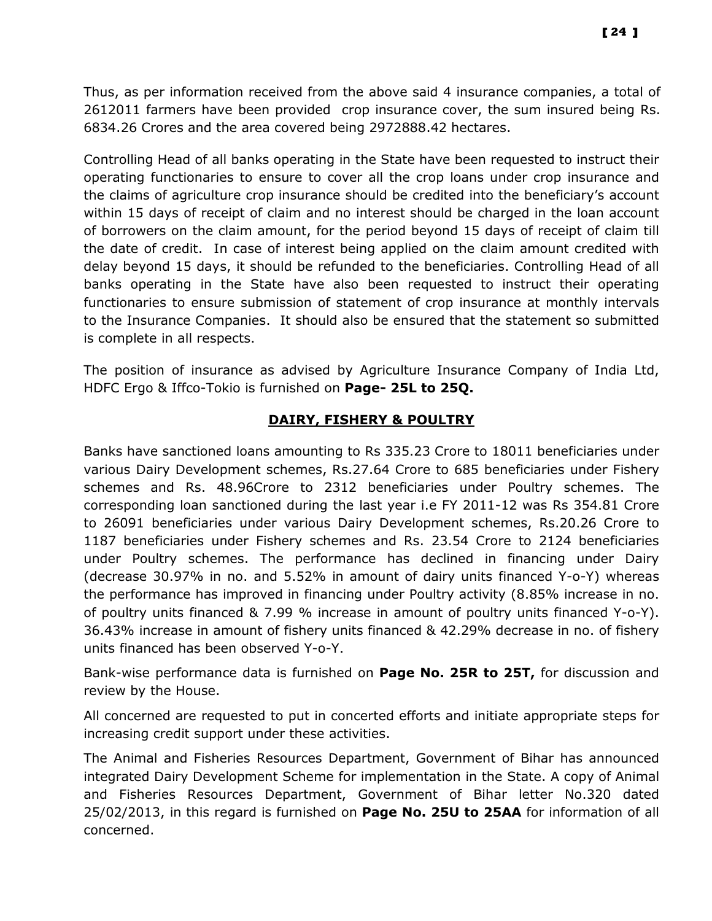Thus, as per information received from the above said 4 insurance companies, a total of 2612011 farmers have been provided crop insurance cover, the sum insured being Rs. 6834.26 Crores and the area covered being 2972888.42 hectares.

Controlling Head of all banks operating in the State have been requested to instruct their operating functionaries to ensure to cover all the crop loans under crop insurance and the claims of agriculture crop insurance should be credited into the beneficiary's account within 15 days of receipt of claim and no interest should be charged in the loan account of borrowers on the claim amount, for the period beyond 15 days of receipt of claim till the date of credit. In case of interest being applied on the claim amount credited with delay beyond 15 days, it should be refunded to the beneficiaries. Controlling Head of all banks operating in the State have also been requested to instruct their operating functionaries to ensure submission of statement of crop insurance at monthly intervals to the Insurance Companies. It should also be ensured that the statement so submitted is complete in all respects.

The position of insurance as advised by Agriculture Insurance Company of India Ltd, HDFC Ergo & Iffco-Tokio is furnished on **Page- 25L to 25Q.**

## DAIRY, FISHERY & POULTRY

Banks have sanctioned loans amounting to Rs 335.23 Crore to 18011 beneficiaries under various Dairy Development schemes, Rs.27.64 Crore to 685 beneficiaries under Fishery schemes and Rs. 48.96Crore to 2312 beneficiaries under Poultry schemes. The corresponding loan sanctioned during the last year i.e FY 2011-12 was Rs 354.81 Crore to 26091 beneficiaries under various Dairy Development schemes, Rs.20.26 Crore to 1187 beneficiaries under Fishery schemes and Rs. 23.54 Crore to 2124 beneficiaries under Poultry schemes. The performance has declined in financing under Dairy (decrease 30.97% in no. and 5.52% in amount of dairy units financed Y-o-Y) whereas the performance has improved in financing under Poultry activity (8.85% increase in no. of poultry units financed & 7.99 % increase in amount of poultry units financed Y-o-Y). 36.43% increase in amount of fishery units financed & 42.29% decrease in no. of fishery units financed has been observed Y-o-Y.

Bank-wise performance data is furnished on **Page No. 25R to 25T,** for discussion and review by the House.

All concerned are requested to put in concerted efforts and initiate appropriate steps for increasing credit support under these activities.

The Animal and Fisheries Resources Department, Government of Bihar has announced integrated Dairy Development Scheme for implementation in the State. A copy of Animal and Fisheries Resources Department, Government of Bihar letter No.320 dated 25/02/2013, in this regard is furnished on **Page No. 25U to 25AA** for information of all concerned.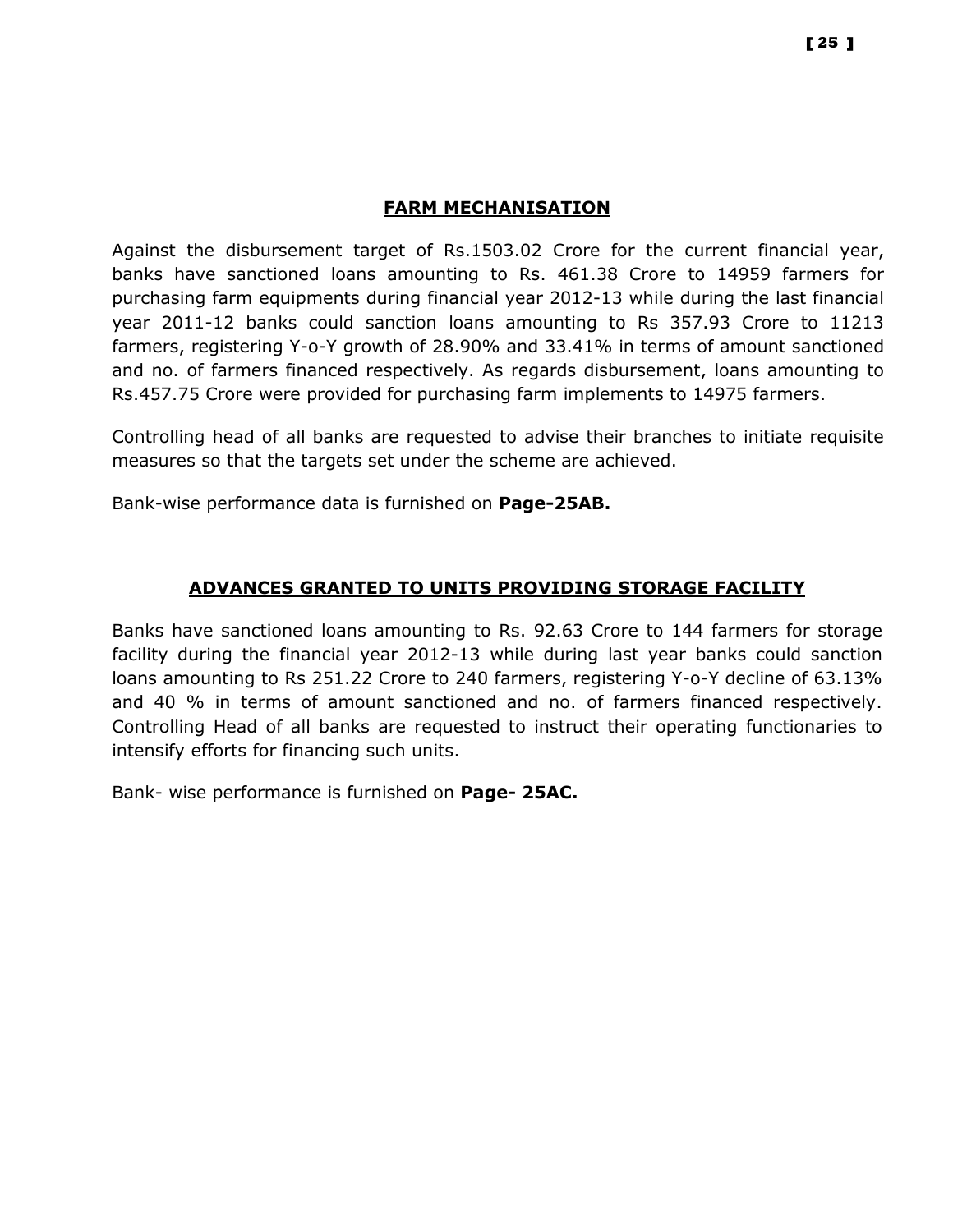## FARM MECHANISATION

Against the disbursement target of Rs.1503.02 Crore for the current financial year, banks have sanctioned loans amounting to Rs. 461.38 Crore to 14959 farmers for purchasing farm equipments during financial year 2012-13 while during the last financial year 2011-12 banks could sanction loans amounting to Rs 357.93 Crore to 11213 farmers, registering Y-o-Y growth of 28.90% and 33.41% in terms of amount sanctioned and no. of farmers financed respectively. As regards disbursement, loans amounting to Rs.457.75 Crore were provided for purchasing farm implements to 14975 farmers.

Controlling head of all banks are requested to advise their branches to initiate requisite measures so that the targets set under the scheme are achieved.

Bank-wise performance data is furnished on **Page-25AB.**

## ADVANCES GRANTED TO UNITS PROVIDING STORAGE FACILITY

Banks have sanctioned loans amounting to Rs. 92.63 Crore to 144 farmers for storage facility during the financial year 2012-13 while during last year banks could sanction loans amounting to Rs 251.22 Crore to 240 farmers, registering Y-o-Y decline of 63.13% and 40 % in terms of amount sanctioned and no. of farmers financed respectively. Controlling Head of all banks are requested to instruct their operating functionaries to intensify efforts for financing such units.

Bank- wise performance is furnished on **Page- 25AC.**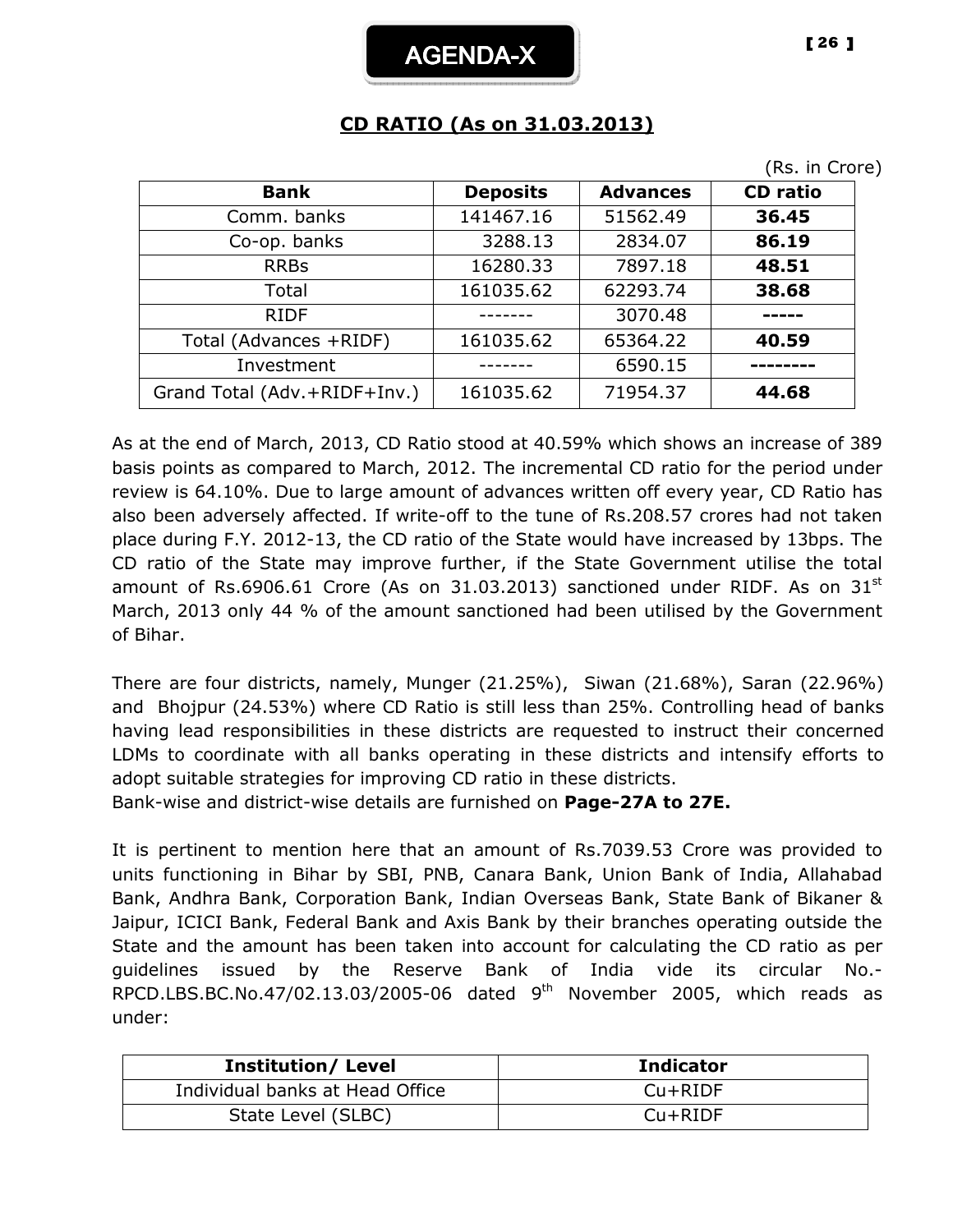# AGENDA-X

## CD RATIO (As on 31.03.2013)

(Rs. in Crore)

| Bank | Deposits | Advances | CD ratio |
|---|---|---|---|
| Comm. banks | 141467.16 | 51562.49 | **36.45** |
| Co-op. banks | 3288.13 | 2834.07 | **86.19** |
| RRBs | 16280.33 | 7897.18 | **48.51** |
| Total | 161035.62 | 62293.74 | **38.68** |
| RIDF | ------- | 3070.48 | **-----** |
| Total (Advances +RIDF) | 161035.62 | 65364.22 | **40.59** |
| Investment | ------- | 6590.15 | **--------** |
| Grand Total (Adv.+RIDF+Inv.) | 161035.62 | 71954.37 | **44.68** |

As at the end of March, 2013, CD Ratio stood at 40.59% which shows an increase of 389 basis points as compared to March, 2012. The incremental CD ratio for the period under review is 64.10%. Due to large amount of advances written off every year, CD Ratio has also been adversely affected. If write-off to the tune of Rs.208.57 crores had not taken place during F.Y. 2012-13, the CD ratio of the State would have increased by 13bps. The CD ratio of the State may improve further, if the State Government utilise the total amount of Rs.6906.61 Crore (As on 31.03.2013) sanctioned under RIDF. As on 31st March, 2013 only 44 % of the amount sanctioned had been utilised by the Government of Bihar.

There are four districts, namely, Munger (21.25%), Siwan (21.68%), Saran (22.96%) and Bhojpur (24.53%) where CD Ratio is still less than 25%. Controlling head of banks having lead responsibilities in these districts are requested to instruct their concerned LDMs to coordinate with all banks operating in these districts and intensify efforts to adopt suitable strategies for improving CD ratio in these districts.
Bank-wise and district-wise details are furnished on **Page-27A to 27E.**

It is pertinent to mention here that an amount of Rs.7039.53 Crore was provided to units functioning in Bihar by SBI, PNB, Canara Bank, Union Bank of India, Allahabad Bank, Andhra Bank, Corporation Bank, Indian Overseas Bank, State Bank of Bikaner & Jaipur, ICICI Bank, Federal Bank and Axis Bank by their branches operating outside the State and the amount has been taken into account for calculating the CD ratio as per guidelines issued by the Reserve Bank of India vide its circular No.-RPCD.LBS.BC.No.47/02.13.03/2005-06 dated 9th November 2005, which reads as under:

| Institution/ Level | Indicator |
|---|---|
| Individual banks at Head Office | Cu+RIDF |
| State Level (SLBC) | Cu+RIDF |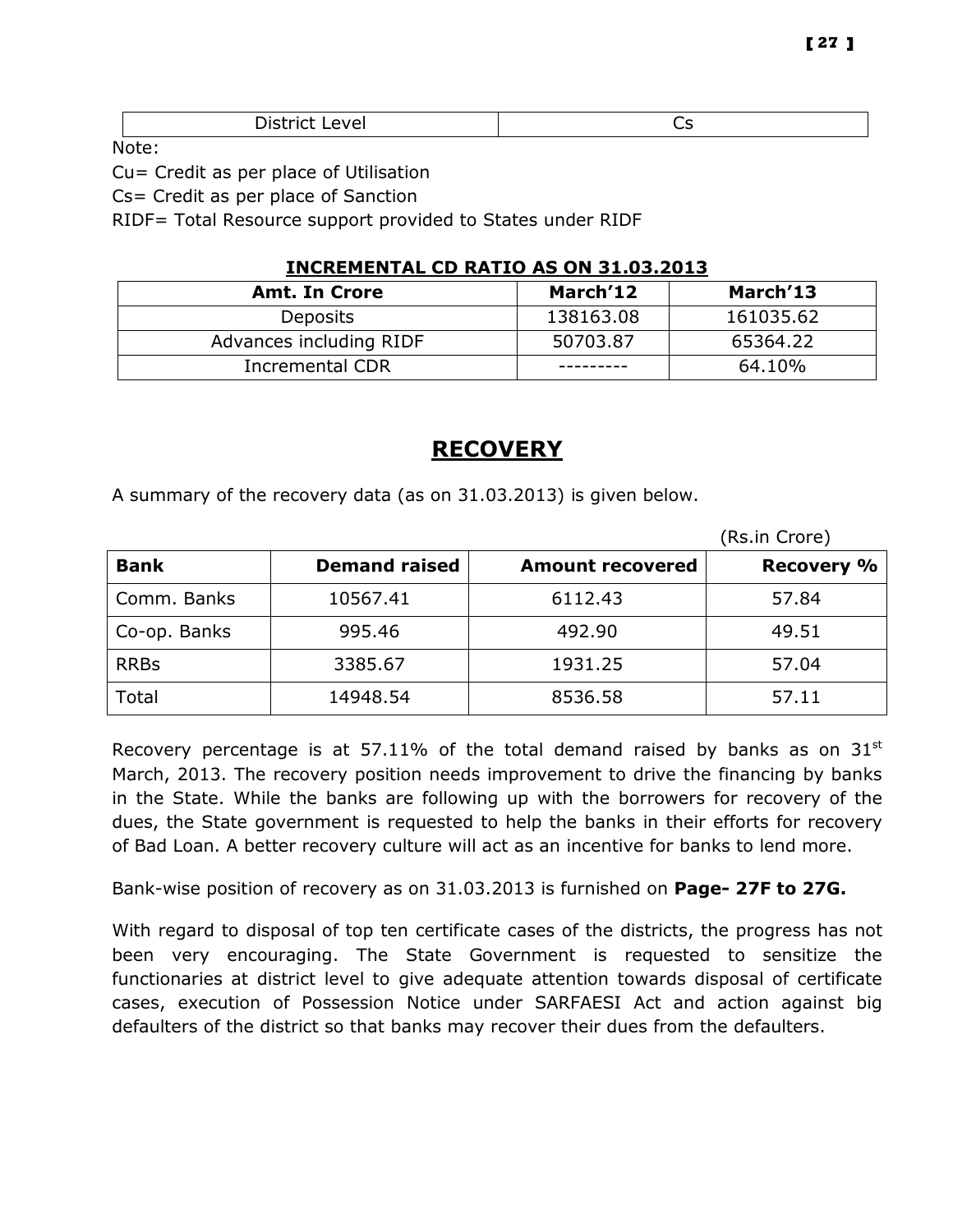| District Level | Cs |
|---|---|

Note:

Cu= Credit as per place of Utilisation

Cs= Credit as per place of Sanction

RIDF= Total Resource support provided to States under RIDF

**INCREMENTAL CD RATIO AS ON 31.03.2013**

| Amt. In Crore | March'12 | March'13 |
|---|---|---|
| Deposits | 138163.08 | 161035.62 |
| Advances including RIDF | 50703.87 | 65364.22 |
| Incremental CDR | --------- | 64.10% |

# RECOVERY

A summary of the recovery data (as on 31.03.2013) is given below.

(Rs.in Crore)

| Bank | Demand raised | Amount recovered | Recovery % |
|---|---|---|---|
| Comm. Banks | 10567.41 | 6112.43 | 57.84 |
| Co-op. Banks | 995.46 | 492.90 | 49.51 |
| RRBs | 3385.67 | 1931.25 | 57.04 |
| Total | 14948.54 | 8536.58 | 57.11 |

Recovery percentage is at 57.11% of the total demand raised by banks as on 31st March, 2013. The recovery position needs improvement to drive the financing by banks in the State. While the banks are following up with the borrowers for recovery of the dues, the State government is requested to help the banks in their efforts for recovery of Bad Loan. A better recovery culture will act as an incentive for banks to lend more.

Bank-wise position of recovery as on 31.03.2013 is furnished on **Page- 27F to 27G.**

With regard to disposal of top ten certificate cases of the districts, the progress has not been very encouraging. The State Government is requested to sensitize the functionaries at district level to give adequate attention towards disposal of certificate cases, execution of Possession Notice under SARFAESI Act and action against big defaulters of the district so that banks may recover their dues from the defaulters.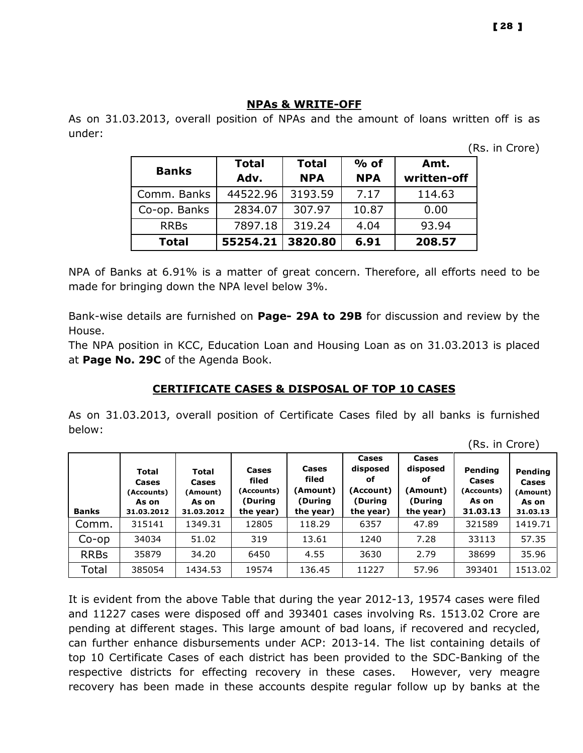## NPAs & WRITE-OFF

As on 31.03.2013, overall position of NPAs and the amount of loans written off is as under:

(Rs. in Crore)

| Banks | Total Adv. | Total NPA | % of NPA | Amt. written-off |
|---|---|---|---|---|
| Comm. Banks | 44522.96 | 3193.59 | 7.17 | 114.63 |
| Co-op. Banks | 2834.07 | 307.97 | 10.87 | 0.00 |
| RRBs | 7897.18 | 319.24 | 4.04 | 93.94 |
| **Total** | **55254.21** | **3820.80** | **6.91** | **208.57** |

NPA of Banks at 6.91% is a matter of great concern. Therefore, all efforts need to be made for bringing down the NPA level below 3%.

Bank-wise details are furnished on **Page- 29A to 29B** for discussion and review by the House.

The NPA position in KCC, Education Loan and Housing Loan as on 31.03.2013 is placed at **Page No. 29C** of the Agenda Book.

## CERTIFICATE CASES & DISPOSAL OF TOP 10 CASES

As on 31.03.2013, overall position of Certificate Cases filed by all banks is furnished below:

(Rs. in Crore)

| Banks | Total Cases (Accounts) As on 31.03.2012 | Total Cases (Amount) As on 31.03.2012 | Cases filed (Accounts) (During the year) | Cases filed (Amount) (During the year) | Cases disposed of (Account) (During the year) | Cases disposed of (Amount) (During the year) | Pending Cases (Accounts) As on 31.03.13 | Pending Cases (Amount) As on 31.03.13 |
|---|---|---|---|---|---|---|---|---|
| Comm. | 315141 | 1349.31 | 12805 | 118.29 | 6357 | 47.89 | 321589 | 1419.71 |
| Co-op | 34034 | 51.02 | 319 | 13.61 | 1240 | 7.28 | 33113 | 57.35 |
| RRBs | 35879 | 34.20 | 6450 | 4.55 | 3630 | 2.79 | 38699 | 35.96 |
| Total | 385054 | 1434.53 | 19574 | 136.45 | 11227 | 57.96 | 393401 | 1513.02 |

It is evident from the above Table that during the year 2012-13, 19574 cases were filed and 11227 cases were disposed off and 393401 cases involving Rs. 1513.02 Crore are pending at different stages. This large amount of bad loans, if recovered and recycled, can further enhance disbursements under ACP: 2013-14. The list containing details of top 10 Certificate Cases of each district has been provided to the SDC-Banking of the respective districts for effecting recovery in these cases. However, very meagre recovery has been made in these accounts despite regular follow up by banks at the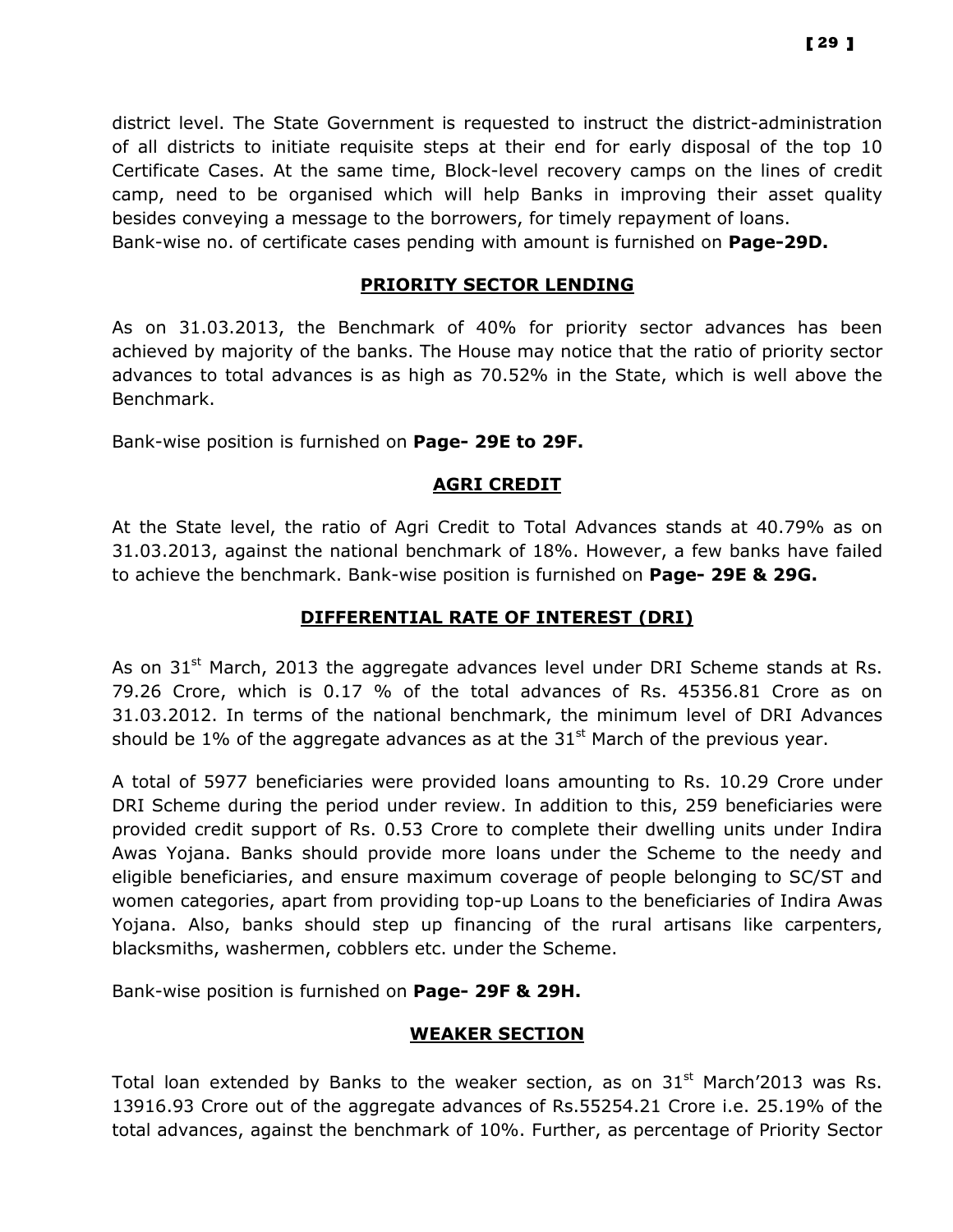district level. The State Government is requested to instruct the district-administration of all districts to initiate requisite steps at their end for early disposal of the top 10 Certificate Cases. At the same time, Block-level recovery camps on the lines of credit camp, need to be organised which will help Banks in improving their asset quality besides conveying a message to the borrowers, for timely repayment of loans.
Bank-wise no. of certificate cases pending with amount is furnished on **Page-29D.**

## PRIORITY SECTOR LENDING

As on 31.03.2013, the Benchmark of 40% for priority sector advances has been achieved by majority of the banks. The House may notice that the ratio of priority sector advances to total advances is as high as 70.52% in the State, which is well above the Benchmark.

Bank-wise position is furnished on **Page- 29E to 29F.**

## AGRI CREDIT

At the State level, the ratio of Agri Credit to Total Advances stands at 40.79% as on 31.03.2013, against the national benchmark of 18%. However, a few banks have failed to achieve the benchmark. Bank-wise position is furnished on **Page- 29E & 29G.**

## DIFFERENTIAL RATE OF INTEREST (DRI)

As on 31st March, 2013 the aggregate advances level under DRI Scheme stands at Rs. 79.26 Crore, which is 0.17 % of the total advances of Rs. 45356.81 Crore as on 31.03.2012. In terms of the national benchmark, the minimum level of DRI Advances should be 1% of the aggregate advances as at the 31st March of the previous year.

A total of 5977 beneficiaries were provided loans amounting to Rs. 10.29 Crore under DRI Scheme during the period under review. In addition to this, 259 beneficiaries were provided credit support of Rs. 0.53 Crore to complete their dwelling units under Indira Awas Yojana. Banks should provide more loans under the Scheme to the needy and eligible beneficiaries, and ensure maximum coverage of people belonging to SC/ST and women categories, apart from providing top-up Loans to the beneficiaries of Indira Awas Yojana. Also, banks should step up financing of the rural artisans like carpenters, blacksmiths, washermen, cobblers etc. under the Scheme.

Bank-wise position is furnished on **Page- 29F & 29H.**

## WEAKER SECTION

Total loan extended by Banks to the weaker section, as on 31st March'2013 was Rs. 13916.93 Crore out of the aggregate advances of Rs.55254.21 Crore i.e. 25.19% of the total advances, against the benchmark of 10%. Further, as percentage of Priority Sector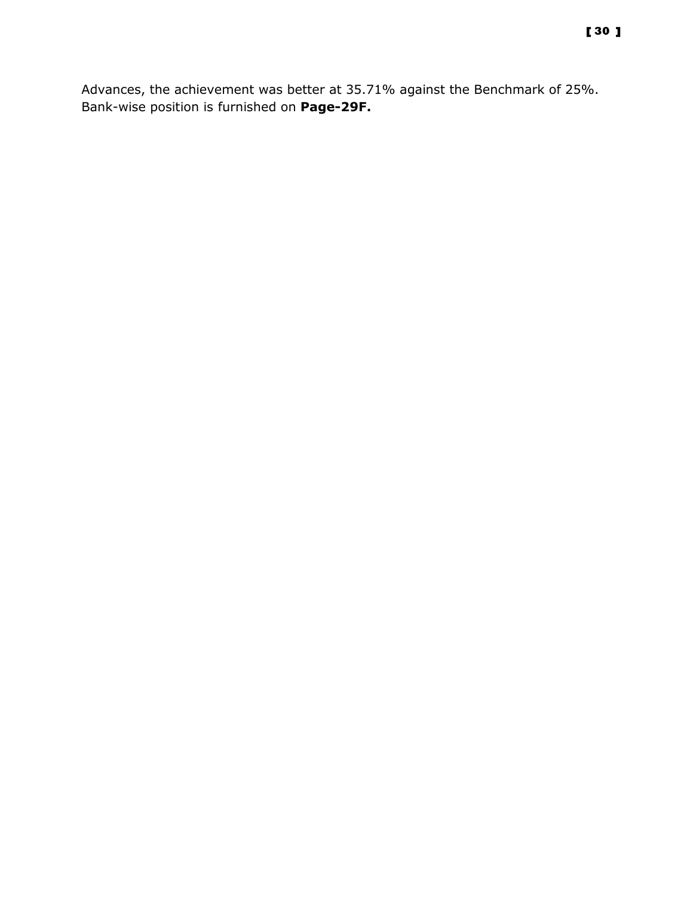Advances, the achievement was better at 35.71% against the Benchmark of 25%. Bank-wise position is furnished on **Page-29F.**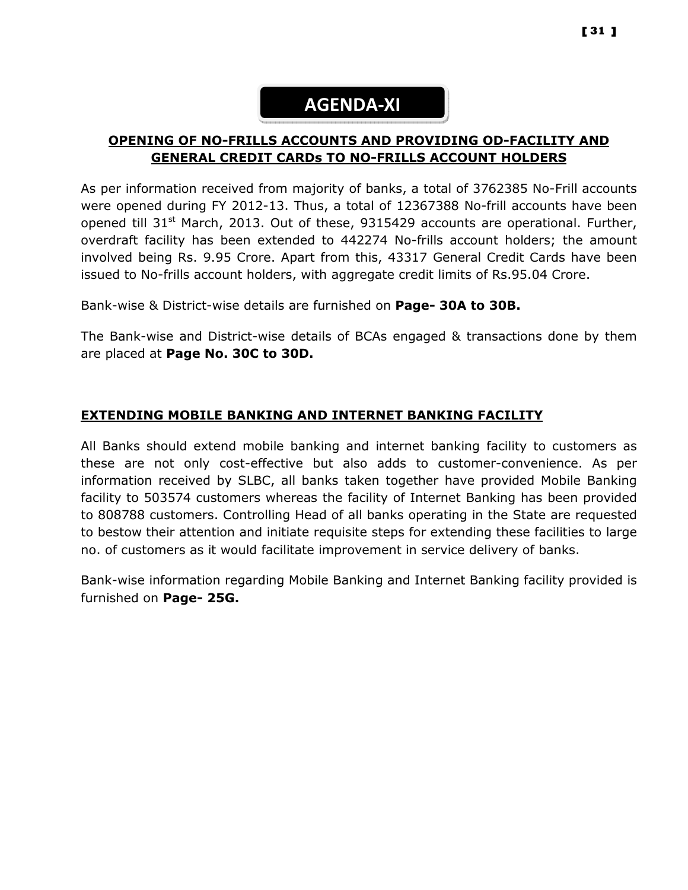# AGENDA-XI

## OPENING OF NO-FRILLS ACCOUNTS AND PROVIDING OD-FACILITY AND GENERAL CREDIT CARDs TO NO-FRILLS ACCOUNT HOLDERS

As per information received from majority of banks, a total of 3762385 No-Frill accounts were opened during FY 2012-13. Thus, a total of 12367388 No-frill accounts have been opened till 31st March, 2013. Out of these, 9315429 accounts are operational. Further, overdraft facility has been extended to 442274 No-frills account holders; the amount involved being Rs. 9.95 Crore. Apart from this, 43317 General Credit Cards have been issued to No-frills account holders, with aggregate credit limits of Rs.95.04 Crore.

Bank-wise & District-wise details are furnished on **Page- 30A to 30B.**

The Bank-wise and District-wise details of BCAs engaged & transactions done by them are placed at **Page No. 30C to 30D.**

## EXTENDING MOBILE BANKING AND INTERNET BANKING FACILITY

All Banks should extend mobile banking and internet banking facility to customers as these are not only cost-effective but also adds to customer-convenience. As per information received by SLBC, all banks taken together have provided Mobile Banking facility to 503574 customers whereas the facility of Internet Banking has been provided to 808788 customers. Controlling Head of all banks operating in the State are requested to bestow their attention and initiate requisite steps for extending these facilities to large no. of customers as it would facilitate improvement in service delivery of banks.

Bank-wise information regarding Mobile Banking and Internet Banking facility provided is furnished on **Page- 25G.**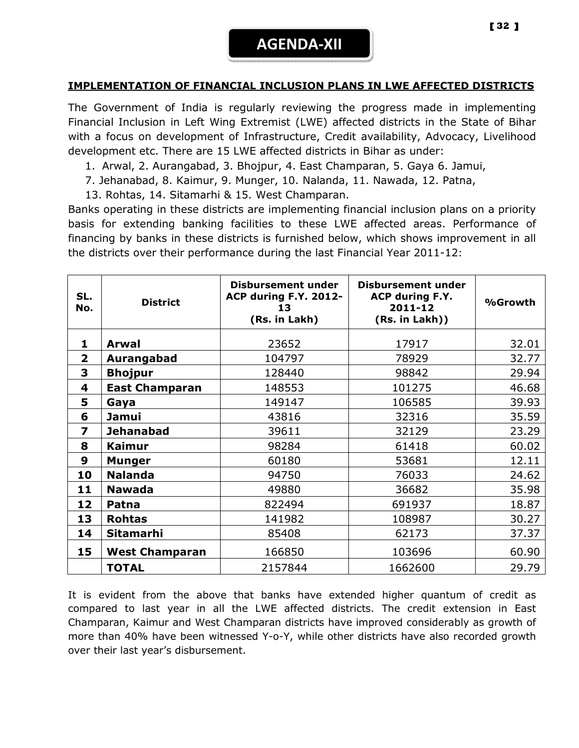# AGENDA-XII

**IMPLEMENTATION OF FINANCIAL INCLUSION PLANS IN LWE AFFECTED DISTRICTS**

The Government of India is regularly reviewing the progress made in implementing Financial Inclusion in Left Wing Extremist (LWE) affected districts in the State of Bihar with a focus on development of Infrastructure, Credit availability, Advocacy, Livelihood development etc. There are 15 LWE affected districts in Bihar as under:

1. Arwal, 2. Aurangabad, 3. Bhojpur, 4. East Champaran, 5. Gaya 6. Jamui,
7. Jehanabad, 8. Kaimur, 9. Munger, 10. Nalanda, 11. Nawada, 12. Patna,
13. Rohtas, 14. Sitamarhi & 15. West Champaran.

Banks operating in these districts are implementing financial inclusion plans on a priority basis for extending banking facilities to these LWE affected areas. Performance of financing by banks in these districts is furnished below, which shows improvement in all the districts over their performance during the last Financial Year 2011-12:

| SL. No. | District | Disbursement under ACP during F.Y. 2012-13 (Rs. in Lakh) | Disbursement under ACP during F.Y. 2011-12 (Rs. in Lakh)) | %Growth |
|---|---|---|---|---|
| 1 | **Arwal** | 23652 | 17917 | 32.01 |
| 2 | **Aurangabad** | 104797 | 78929 | 32.77 |
| 3 | **Bhojpur** | 128440 | 98842 | 29.94 |
| 4 | **East Champaran** | 148553 | 101275 | 46.68 |
| 5 | **Gaya** | 149147 | 106585 | 39.93 |
| 6 | **Jamui** | 43816 | 32316 | 35.59 |
| 7 | **Jehanabad** | 39611 | 32129 | 23.29 |
| 8 | **Kaimur** | 98284 | 61418 | 60.02 |
| 9 | **Munger** | 60180 | 53681 | 12.11 |
| 10 | **Nalanda** | 94750 | 76033 | 24.62 |
| 11 | **Nawada** | 49880 | 36682 | 35.98 |
| 12 | **Patna** | 822494 | 691937 | 18.87 |
| 13 | **Rohtas** | 141982 | 108987 | 30.27 |
| 14 | **Sitamarhi** | 85408 | 62173 | 37.37 |
| 15 | **West Champaran** | 166850 | 103696 | 60.90 |
| | **TOTAL** | 2157844 | 1662600 | 29.79 |

It is evident from the above that banks have extended higher quantum of credit as compared to last year in all the LWE affected districts. The credit extension in East Champaran, Kaimur and West Champaran districts have improved considerably as growth of more than 40% have been witnessed Y-o-Y, while other districts have also recorded growth over their last year's disbursement.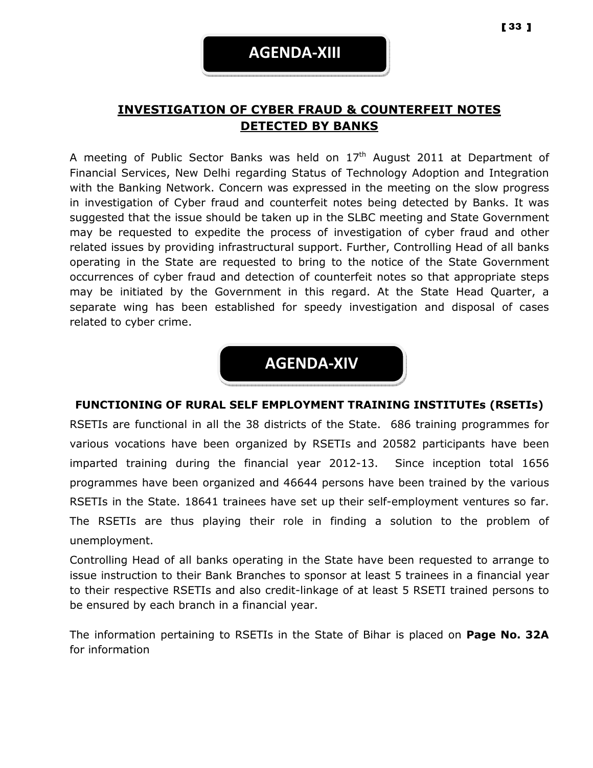# AGENDA-XIII

## INVESTIGATION OF CYBER FRAUD & COUNTERFEIT NOTES DETECTED BY BANKS

A meeting of Public Sector Banks was held on 17th August 2011 at Department of Financial Services, New Delhi regarding Status of Technology Adoption and Integration with the Banking Network. Concern was expressed in the meeting on the slow progress in investigation of Cyber fraud and counterfeit notes being detected by Banks. It was suggested that the issue should be taken up in the SLBC meeting and State Government may be requested to expedite the process of investigation of cyber fraud and other related issues by providing infrastructural support. Further, Controlling Head of all banks operating in the State are requested to bring to the notice of the State Government occurrences of cyber fraud and detection of counterfeit notes so that appropriate steps may be initiated by the Government in this regard. At the State Head Quarter, a separate wing has been established for speedy investigation and disposal of cases related to cyber crime.

# AGENDA-XIV

## FUNCTIONING OF RURAL SELF EMPLOYMENT TRAINING INSTITUTEs (RSETIs)

RSETIs are functional in all the 38 districts of the State. 686 training programmes for various vocations have been organized by RSETIs and 20582 participants have been imparted training during the financial year 2012-13. Since inception total 1656 programmes have been organized and 46644 persons have been trained by the various RSETIs in the State. 18641 trainees have set up their self-employment ventures so far. The RSETIs are thus playing their role in finding a solution to the problem of unemployment.

Controlling Head of all banks operating in the State have been requested to arrange to issue instruction to their Bank Branches to sponsor at least 5 trainees in a financial year to their respective RSETIs and also credit-linkage of at least 5 RSETI trained persons to be ensured by each branch in a financial year.

The information pertaining to RSETIs in the State of Bihar is placed on **Page No. 32A** for information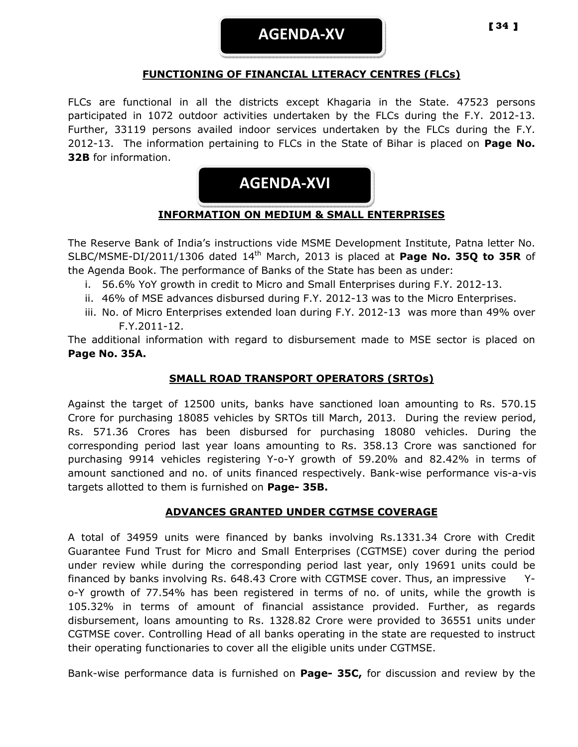# AGENDA-XV

## FUNCTIONING OF FINANCIAL LITERACY CENTRES (FLCs)

FLCs are functional in all the districts except Khagaria in the State. 47523 persons participated in 1072 outdoor activities undertaken by the FLCs during the F.Y. 2012-13. Further, 33119 persons availed indoor services undertaken by the FLCs during the F.Y. 2012-13. The information pertaining to FLCs in the State of Bihar is placed on **Page No. 32B** for information.

# AGENDA-XVI

## INFORMATION ON MEDIUM & SMALL ENTERPRISES

The Reserve Bank of India's instructions vide MSME Development Institute, Patna letter No. SLBC/MSME-DI/2011/1306 dated 14th March, 2013 is placed at **Page No. 35Q to 35R** of the Agenda Book. The performance of Banks of the State has been as under:

i. 56.6% YoY growth in credit to Micro and Small Enterprises during F.Y. 2012-13.
ii. 46% of MSE advances disbursed during F.Y. 2012-13 was to the Micro Enterprises.
iii. No. of Micro Enterprises extended loan during F.Y. 2012-13 was more than 49% over F.Y.2011-12.

The additional information with regard to disbursement made to MSE sector is placed on **Page No. 35A.**

## SMALL ROAD TRANSPORT OPERATORS (SRTOs)

Against the target of 12500 units, banks have sanctioned loan amounting to Rs. 570.15 Crore for purchasing 18085 vehicles by SRTOs till March, 2013. During the review period, Rs. 571.36 Crores has been disbursed for purchasing 18080 vehicles. During the corresponding period last year loans amounting to Rs. 358.13 Crore was sanctioned for purchasing 9914 vehicles registering Y-o-Y growth of 59.20% and 82.42% in terms of amount sanctioned and no. of units financed respectively. Bank-wise performance vis-a-vis targets allotted to them is furnished on **Page- 35B.**

## ADVANCES GRANTED UNDER CGTMSE COVERAGE

A total of 34959 units were financed by banks involving Rs.1331.34 Crore with Credit Guarantee Fund Trust for Micro and Small Enterprises (CGTMSE) cover during the period under review while during the corresponding period last year, only 19691 units could be financed by banks involving Rs. 648.43 Crore with CGTMSE cover. Thus, an impressive Y-o-Y growth of 77.54% has been registered in terms of no. of units, while the growth is 105.32% in terms of amount of financial assistance provided. Further, as regards disbursement, loans amounting to Rs. 1328.82 Crore were provided to 36551 units under CGTMSE cover. Controlling Head of all banks operating in the state are requested to instruct their operating functionaries to cover all the eligible units under CGTMSE.

Bank-wise performance data is furnished on **Page- 35C,** for discussion and review by the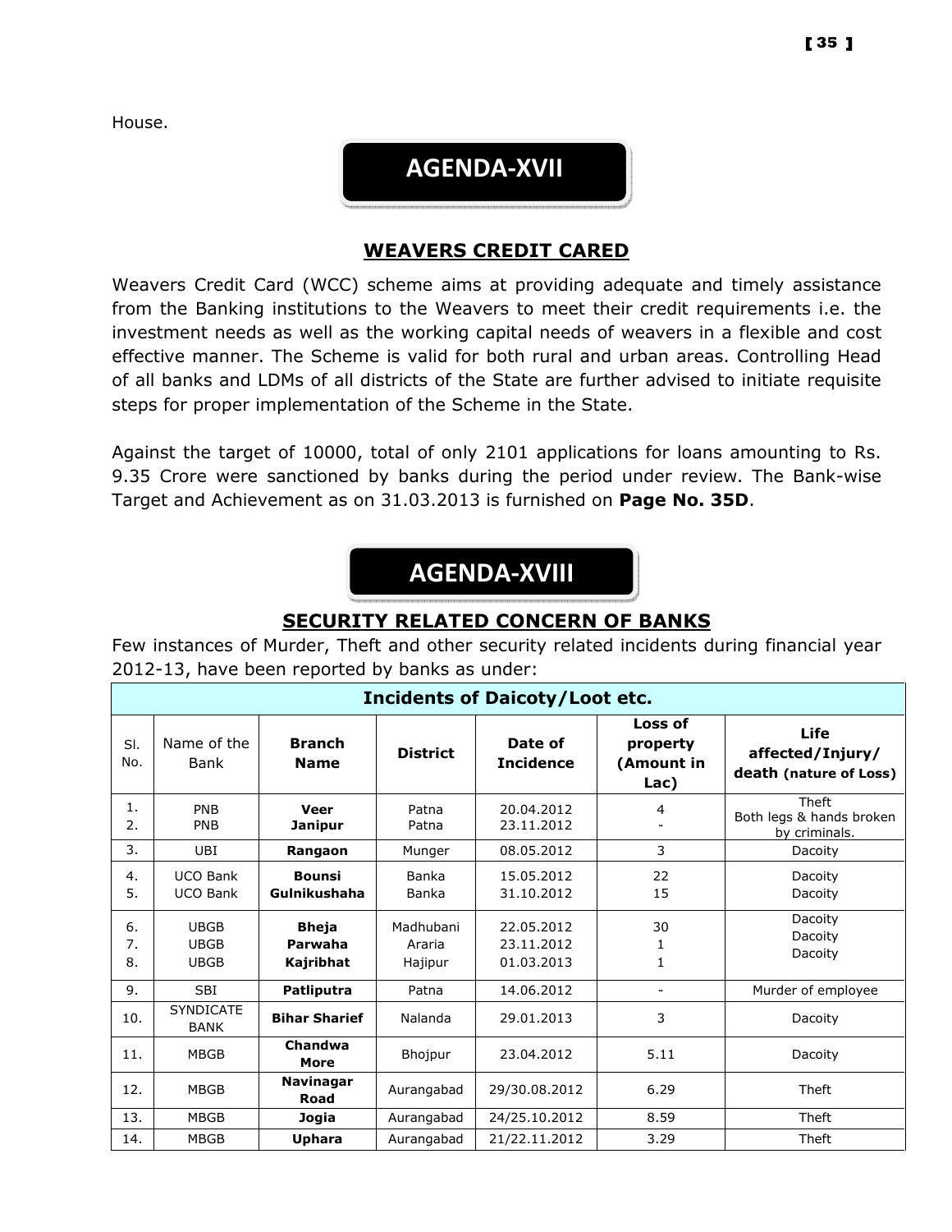House.

## AGENDA-XVII

### WEAVERS CREDIT CARED

Weavers Credit Card (WCC) scheme aims at providing adequate and timely assistance from the Banking institutions to the Weavers to meet their credit requirements i.e. the investment needs as well as the working capital needs of weavers in a flexible and cost effective manner. The Scheme is valid for both rural and urban areas. Controlling Head of all banks and LDMs of all districts of the State are further advised to initiate requisite steps for proper implementation of the Scheme in the State.

Against the target of 10000, total of only 2101 applications for loans amounting to Rs. 9.35 Crore were sanctioned by banks during the period under review. The Bank-wise Target and Achievement as on 31.03.2013 is furnished on **Page No. 35D**.

## AGENDA-XVIII

### SECURITY RELATED CONCERN OF BANKS

Few instances of Murder, Theft and other security related incidents during financial year 2012-13, have been reported by banks as under:

| **Incidents of Daicoty/Loot etc.** | | | | | | |
|---|---|---|---|---|---|---|
| Sl. No. | Name of the Bank | **Branch Name** | **District** | **Date of Incidence** | **Loss of property (Amount in Lac)** | **Life affected/Injury/ death (nature of Loss)** |
| 1. | PNB | **Veer** | Patna | 20.04.2012 | 4 | Theft |
| 2. | PNB | **Janipur** | Patna | 23.11.2012 | - | Both legs & hands broken by criminals. |
| 3. | UBI | **Rangaon** | Munger | 08.05.2012 | 3 | Dacoity |
| 4. | UCO Bank | **Bounsi** | Banka | 15.05.2012 | 22 | Dacoity |
| 5. | UCO Bank | **Gulnikushaha** | Banka | 31.10.2012 | 15 | Dacoity |
| 6. | UBGB | **Bheja** | Madhubani | 22.05.2012 | 30 | Dacoity |
| 7. | UBGB | **Parwaha** | Araria | 23.11.2012 | 1 | Dacoity |
| 8. | UBGB | **Kajribhat** | Hajipur | 01.03.2013 | 1 | Dacoity |
| 9. | SBI | **Patliputra** | Patna | 14.06.2012 | - | Murder of employee |
| 10. | SYNDICATE BANK | **Bihar Sharief** | Nalanda | 29.01.2013 | 3 | Dacoity |
| 11. | MBGB | **Chandwa More** | Bhojpur | 23.04.2012 | 5.11 | Dacoity |
| 12. | MBGB | **Navinagar Road** | Aurangabad | 29/30.08.2012 | 6.29 | Theft |
| 13. | MBGB | **Jogia** | Aurangabad | 24/25.10.2012 | 8.59 | Theft |
| 14. | MBGB | **Uphara** | Aurangabad | 21/22.11.2012 | 3.29 | Theft |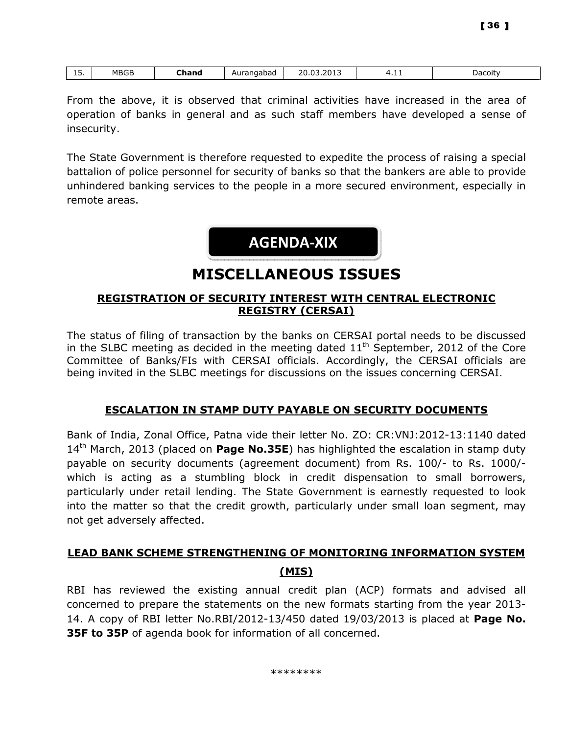| | | | | | | |
|---|---|---|---|---|---|---|
| 15. | MBGB | **Chand** | Aurangabad | 20.03.2013 | 4.11 | Dacoity |

From the above, it is observed that criminal activities have increased in the area of operation of banks in general and as such staff members have developed a sense of insecurity.

The State Government is therefore requested to expedite the process of raising a special battalion of police personnel for security of banks so that the bankers are able to provide unhindered banking services to the people in a more secured environment, especially in remote areas.

# AGENDA-XIX

# MISCELLANEOUS ISSUES

## REGISTRATION OF SECURITY INTEREST WITH CENTRAL ELECTRONIC REGISTRY (CERSAI)

The status of filing of transaction by the banks on CERSAI portal needs to be discussed in the SLBC meeting as decided in the meeting dated 11th September, 2012 of the Core Committee of Banks/FIs with CERSAI officials. Accordingly, the CERSAI officials are being invited in the SLBC meetings for discussions on the issues concerning CERSAI.

## ESCALATION IN STAMP DUTY PAYABLE ON SECURITY DOCUMENTS

Bank of India, Zonal Office, Patna vide their letter No. ZO: CR:VNJ:2012-13:1140 dated 14th March, 2013 (placed on **Page No.35E**) has highlighted the escalation in stamp duty payable on security documents (agreement document) from Rs. 100/- to Rs. 1000/- which is acting as a stumbling block in credit dispensation to small borrowers, particularly under retail lending. The State Government is earnestly requested to look into the matter so that the credit growth, particularly under small loan segment, may not get adversely affected.

## LEAD BANK SCHEME STRENGTHENING OF MONITORING INFORMATION SYSTEM (MIS)

RBI has reviewed the existing annual credit plan (ACP) formats and advised all concerned to prepare the statements on the new formats starting from the year 2013-14. A copy of RBI letter No.RBI/2012-13/450 dated 19/03/2013 is placed at **Page No. 35F to 35P** of agenda book for information of all concerned.

********